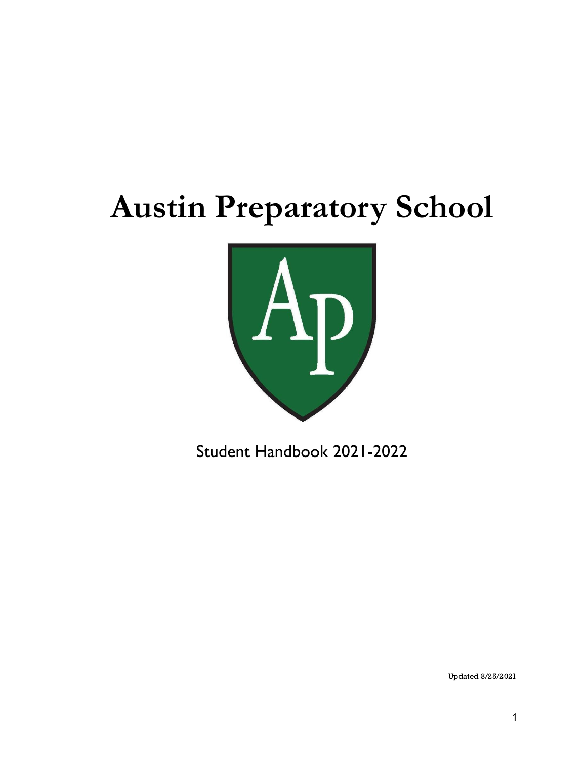# Austin Preparatory School

Student Handbook 2021-2022

Updated 8/25/2021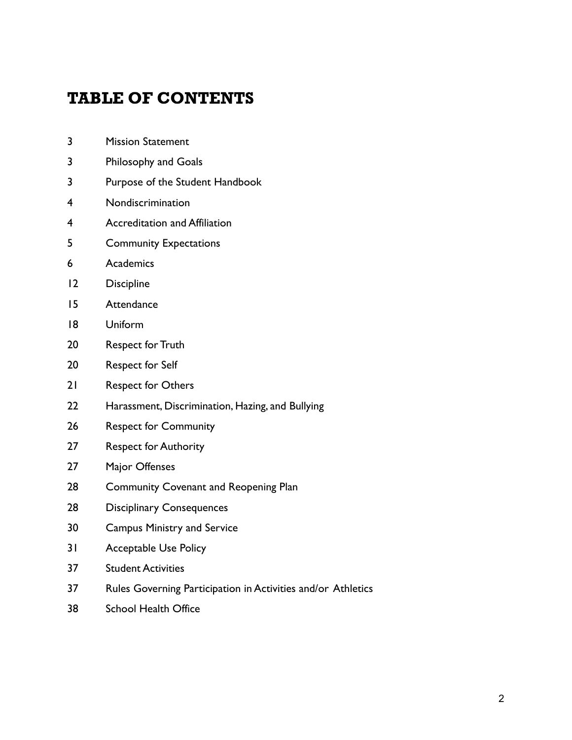# TABLE OF CONTENTS

| | |
|---|---|
| 3 | Mission Statement |
| 3 | Philosophy and Goals |
| 3 | Purpose of the Student Handbook |
| 4 | Nondiscrimination |
| 4 | Accreditation and Affiliation |
| 5 | Community Expectations |
| 6 | Academics |
| 12 | Discipline |
| 15 | Attendance |
| 18 | Uniform |
| 20 | Respect for Truth |
| 20 | Respect for Self |
| 21 | Respect for Others |
| 22 | Harassment, Discrimination, Hazing, and Bullying |
| 26 | Respect for Community |
| 27 | Respect for Authority |
| 27 | Major Offenses |
| 28 | Community Covenant and Reopening Plan |
| 28 | Disciplinary Consequences |
| 30 | Campus Ministry and Service |
| 31 | Acceptable Use Policy |
| 37 | Student Activities |
| 37 | Rules Governing Participation in Activities and/or Athletics |
| 38 | School Health Office |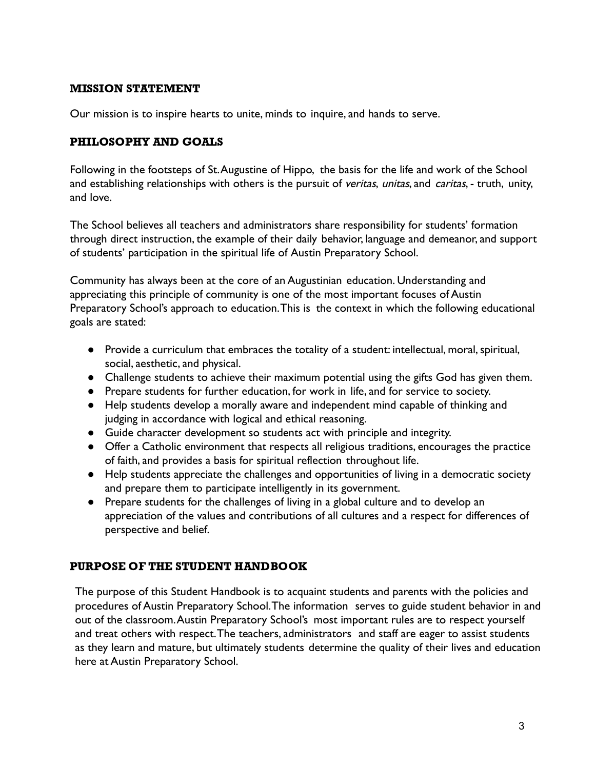## MISSION STATEMENT

Our mission is to inspire hearts to unite, minds to inquire, and hands to serve.

## PHILOSOPHY AND GOALS

Following in the footsteps of St. Augustine of Hippo, the basis for the life and work of the School and establishing relationships with others is the pursuit of *veritas*, *unitas*, and *caritas*, - truth, unity, and love.

The School believes all teachers and administrators share responsibility for students' formation through direct instruction, the example of their daily behavior, language and demeanor, and support of students' participation in the spiritual life of Austin Preparatory School.

Community has always been at the core of an Augustinian education. Understanding and appreciating this principle of community is one of the most important focuses of Austin Preparatory School's approach to education. This is the context in which the following educational goals are stated:

- Provide a curriculum that embraces the totality of a student: intellectual, moral, spiritual, social, aesthetic, and physical.
- Challenge students to achieve their maximum potential using the gifts God has given them.
- Prepare students for further education, for work in life, and for service to society.
- Help students develop a morally aware and independent mind capable of thinking and judging in accordance with logical and ethical reasoning.
- Guide character development so students act with principle and integrity.
- Offer a Catholic environment that respects all religious traditions, encourages the practice of faith, and provides a basis for spiritual reflection throughout life.
- Help students appreciate the challenges and opportunities of living in a democratic society and prepare them to participate intelligently in its government.
- Prepare students for the challenges of living in a global culture and to develop an appreciation of the values and contributions of all cultures and a respect for differences of perspective and belief.

## PURPOSE OF THE STUDENT HANDBOOK

The purpose of this Student Handbook is to acquaint students and parents with the policies and procedures of Austin Preparatory School. The information serves to guide student behavior in and out of the classroom. Austin Preparatory School's most important rules are to respect yourself and treat others with respect. The teachers, administrators and staff are eager to assist students as they learn and mature, but ultimately students determine the quality of their lives and education here at Austin Preparatory School.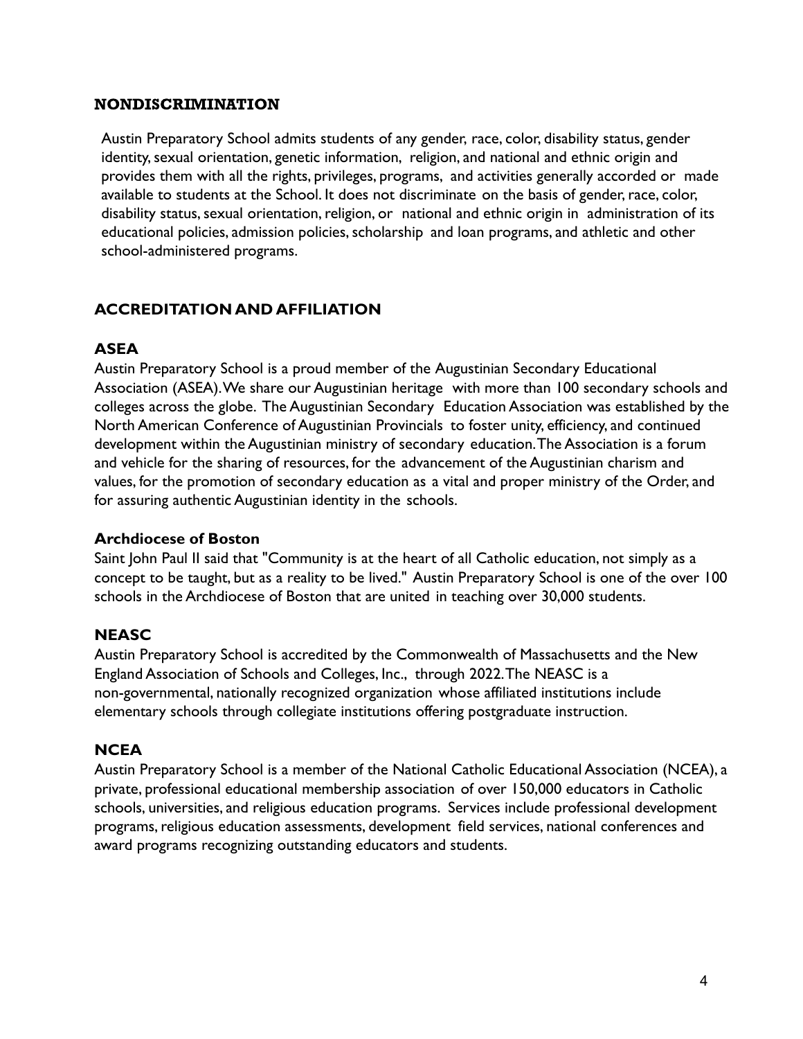## NONDISCRIMINATION

Austin Preparatory School admits students of any gender, race, color, disability status, gender identity, sexual orientation, genetic information, religion, and national and ethnic origin and provides them with all the rights, privileges, programs, and activities generally accorded or made available to students at the School. It does not discriminate on the basis of gender, race, color, disability status, sexual orientation, religion, or national and ethnic origin in administration of its educational policies, admission policies, scholarship and loan programs, and athletic and other school-administered programs.

## ACCREDITATION AND AFFILIATION

### ASEA

Austin Preparatory School is a proud member of the Augustinian Secondary Educational Association (ASEA). We share our Augustinian heritage with more than 100 secondary schools and colleges across the globe. The Augustinian Secondary Education Association was established by the North American Conference of Augustinian Provincials to foster unity, efficiency, and continued development within the Augustinian ministry of secondary education. The Association is a forum and vehicle for the sharing of resources, for the advancement of the Augustinian charism and values, for the promotion of secondary education as a vital and proper ministry of the Order, and for assuring authentic Augustinian identity in the schools.

### Archdiocese of Boston

Saint John Paul II said that "Community is at the heart of all Catholic education, not simply as a concept to be taught, but as a reality to be lived." Austin Preparatory School is one of the over 100 schools in the Archdiocese of Boston that are united in teaching over 30,000 students.

### NEASC

Austin Preparatory School is accredited by the Commonwealth of Massachusetts and the New England Association of Schools and Colleges, Inc., through 2022. The NEASC is a non-governmental, nationally recognized organization whose affiliated institutions include elementary schools through collegiate institutions offering postgraduate instruction.

### NCEA

Austin Preparatory School is a member of the National Catholic Educational Association (NCEA), a private, professional educational membership association of over 150,000 educators in Catholic schools, universities, and religious education programs. Services include professional development programs, religious education assessments, development field services, national conferences and award programs recognizing outstanding educators and students.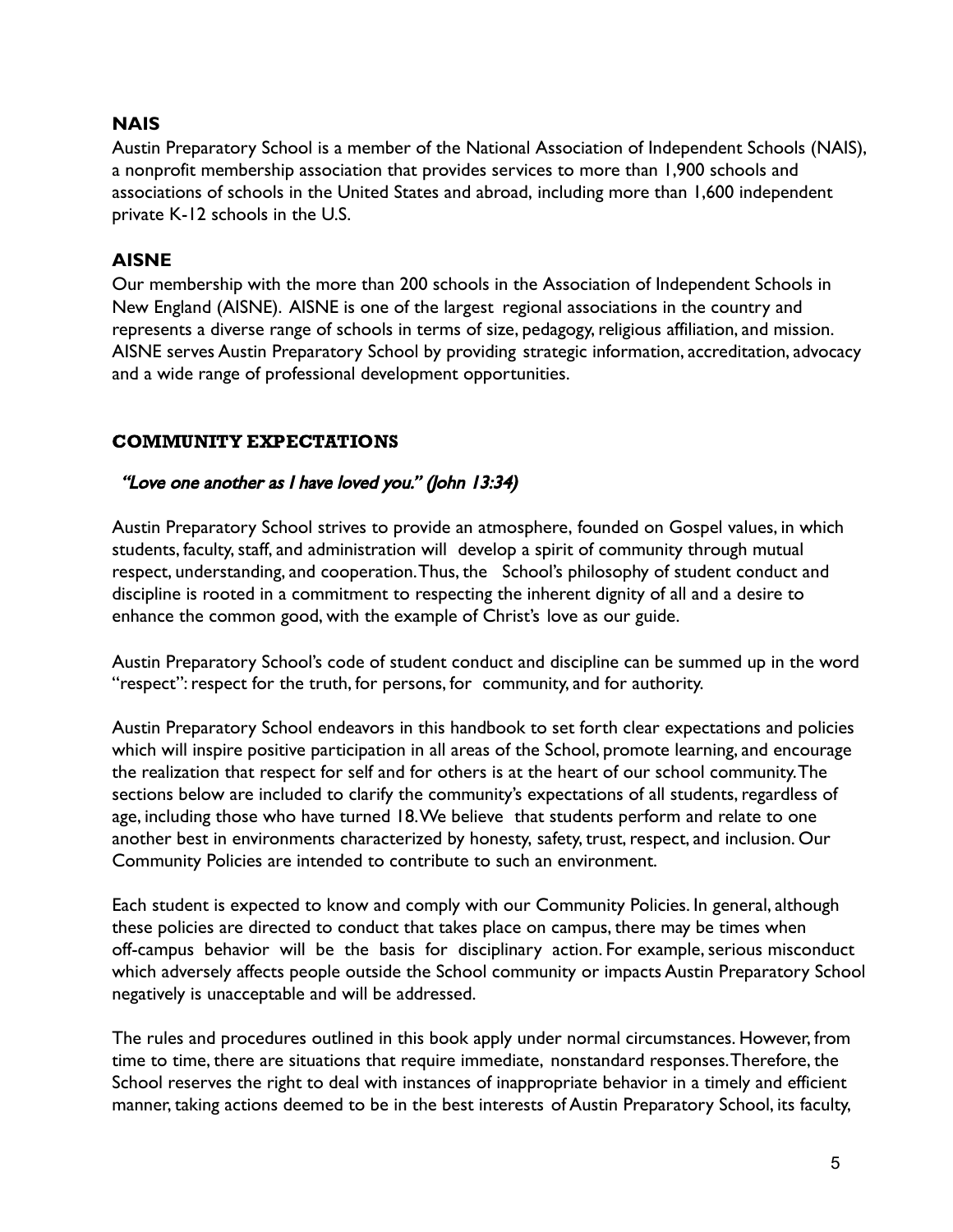### NAIS

Austin Preparatory School is a member of the National Association of Independent Schools (NAIS), a nonprofit membership association that provides services to more than 1,900 schools and associations of schools in the United States and abroad, including more than 1,600 independent private K-12 schools in the U.S.

### AISNE

Our membership with the more than 200 schools in the Association of Independent Schools in New England (AISNE). AISNE is one of the largest regional associations in the country and represents a diverse range of schools in terms of size, pedagogy, religious affiliation, and mission. AISNE serves Austin Preparatory School by providing strategic information, accreditation, advocacy and a wide range of professional development opportunities.

## COMMUNITY EXPECTATIONS

*"Love one another as I have loved you." (John 13:34)*

Austin Preparatory School strives to provide an atmosphere, founded on Gospel values, in which students, faculty, staff, and administration will develop a spirit of community through mutual respect, understanding, and cooperation. Thus, the School's philosophy of student conduct and discipline is rooted in a commitment to respecting the inherent dignity of all and a desire to enhance the common good, with the example of Christ's love as our guide.

Austin Preparatory School's code of student conduct and discipline can be summed up in the word "respect": respect for the truth, for persons, for community, and for authority.

Austin Preparatory School endeavors in this handbook to set forth clear expectations and policies which will inspire positive participation in all areas of the School, promote learning, and encourage the realization that respect for self and for others is at the heart of our school community. The sections below are included to clarify the community's expectations of all students, regardless of age, including those who have turned 18. We believe that students perform and relate to one another best in environments characterized by honesty, safety, trust, respect, and inclusion. Our Community Policies are intended to contribute to such an environment.

Each student is expected to know and comply with our Community Policies. In general, although these policies are directed to conduct that takes place on campus, there may be times when off-campus behavior will be the basis for disciplinary action. For example, serious misconduct which adversely affects people outside the School community or impacts Austin Preparatory School negatively is unacceptable and will be addressed.

The rules and procedures outlined in this book apply under normal circumstances. However, from time to time, there are situations that require immediate, nonstandard responses. Therefore, the School reserves the right to deal with instances of inappropriate behavior in a timely and efficient manner, taking actions deemed to be in the best interests of Austin Preparatory School, its faculty,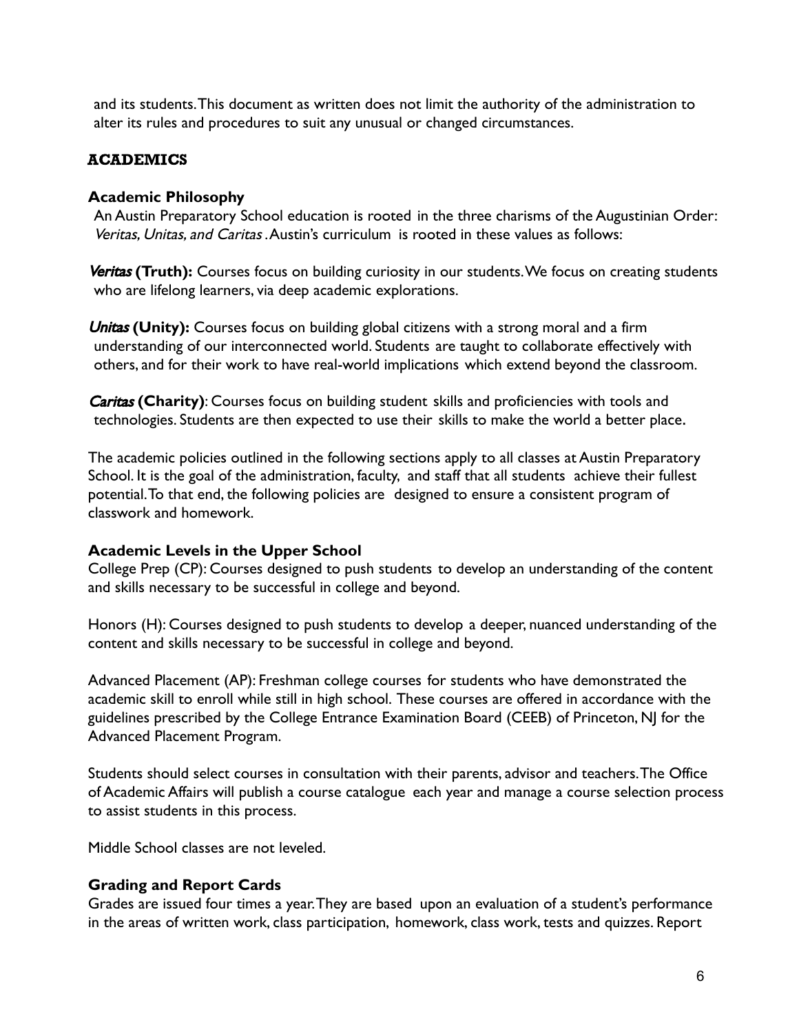and its students. This document as written does not limit the authority of the administration to alter its rules and procedures to suit any unusual or changed circumstances.

## ACADEMICS

### Academic Philosophy

An Austin Preparatory School education is rooted in the three charisms of the Augustinian Order: *Veritas, Unitas, and Caritas* . Austin's curriculum is rooted in these values as follows:

***Veritas* (Truth):** Courses focus on building curiosity in our students. We focus on creating students who are lifelong learners, via deep academic explorations.

***Unitas* (Unity):** Courses focus on building global citizens with a strong moral and a firm understanding of our interconnected world. Students are taught to collaborate effectively with others, and for their work to have real-world implications which extend beyond the classroom.

***Caritas* (Charity)**: Courses focus on building student skills and proficiencies with tools and technologies. Students are then expected to use their skills to make the world a better place.

The academic policies outlined in the following sections apply to all classes at Austin Preparatory School. It is the goal of the administration, faculty, and staff that all students achieve their fullest potential. To that end, the following policies are designed to ensure a consistent program of classwork and homework.

### Academic Levels in the Upper School

College Prep (CP): Courses designed to push students to develop an understanding of the content and skills necessary to be successful in college and beyond.

Honors (H): Courses designed to push students to develop a deeper, nuanced understanding of the content and skills necessary to be successful in college and beyond.

Advanced Placement (AP): Freshman college courses for students who have demonstrated the academic skill to enroll while still in high school. These courses are offered in accordance with the guidelines prescribed by the College Entrance Examination Board (CEEB) of Princeton, NJ for the Advanced Placement Program.

Students should select courses in consultation with their parents, advisor and teachers. The Office of Academic Affairs will publish a course catalogue each year and manage a course selection process to assist students in this process.

Middle School classes are not leveled.

### Grading and Report Cards

Grades are issued four times a year. They are based upon an evaluation of a student's performance in the areas of written work, class participation, homework, class work, tests and quizzes. Report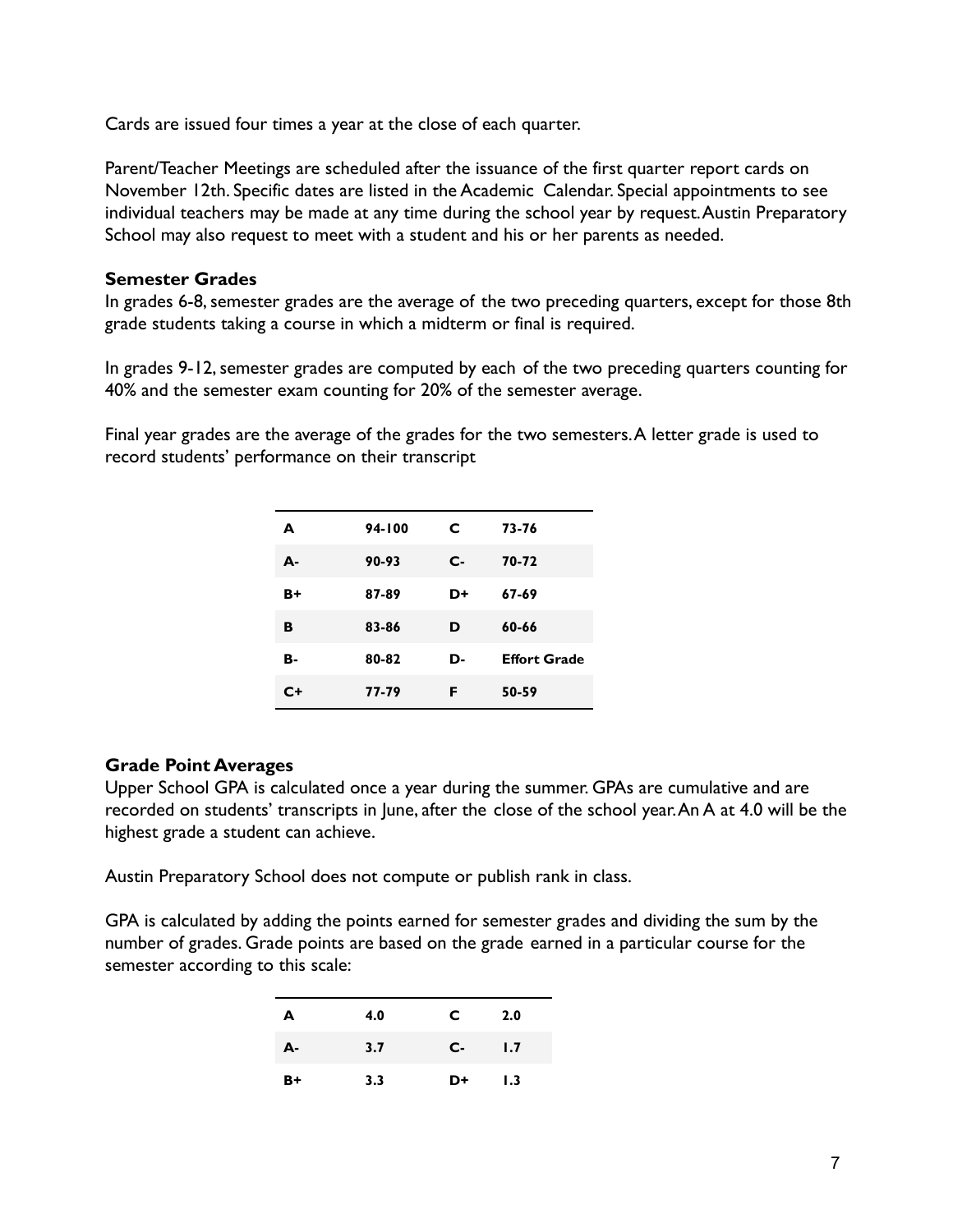Cards are issued four times a year at the close of each quarter.

Parent/Teacher Meetings are scheduled after the issuance of the first quarter report cards on November 12th. Specific dates are listed in the Academic Calendar. Special appointments to see individual teachers may be made at any time during the school year by request. Austin Preparatory School may also request to meet with a student and his or her parents as needed.

**Semester Grades**

In grades 6-8, semester grades are the average of the two preceding quarters, except for those 8th grade students taking a course in which a midterm or final is required.

In grades 9-12, semester grades are computed by each of the two preceding quarters counting for 40% and the semester exam counting for 20% of the semester average.

Final year grades are the average of the grades for the two semesters. A letter grade is used to record students' performance on their transcript

| **A** | **94-100** | **C** | **73-76** |
|---|---|---|---|
| **A-** | **90-93** | **C-** | **70-72** |
| **B+** | **87-89** | **D+** | **67-69** |
| **B** | **83-86** | **D** | **60-66** |
| **B-** | **80-82** | **D-** | **Effort Grade** |
| **C+** | **77-79** | **F** | **50-59** |

**Grade Point Averages**

Upper School GPA is calculated once a year during the summer. GPAs are cumulative and are recorded on students' transcripts in June, after the close of the school year. An A at 4.0 will be the highest grade a student can achieve.

Austin Preparatory School does not compute or publish rank in class.

GPA is calculated by adding the points earned for semester grades and dividing the sum by the number of grades. Grade points are based on the grade earned in a particular course for the semester according to this scale:

| **A** | **4.0** | **C** | **2.0** |
|---|---|---|---|
| **A-** | **3.7** | **C-** | **1.7** |
| **B+** | **3.3** | **D+** | **1.3** |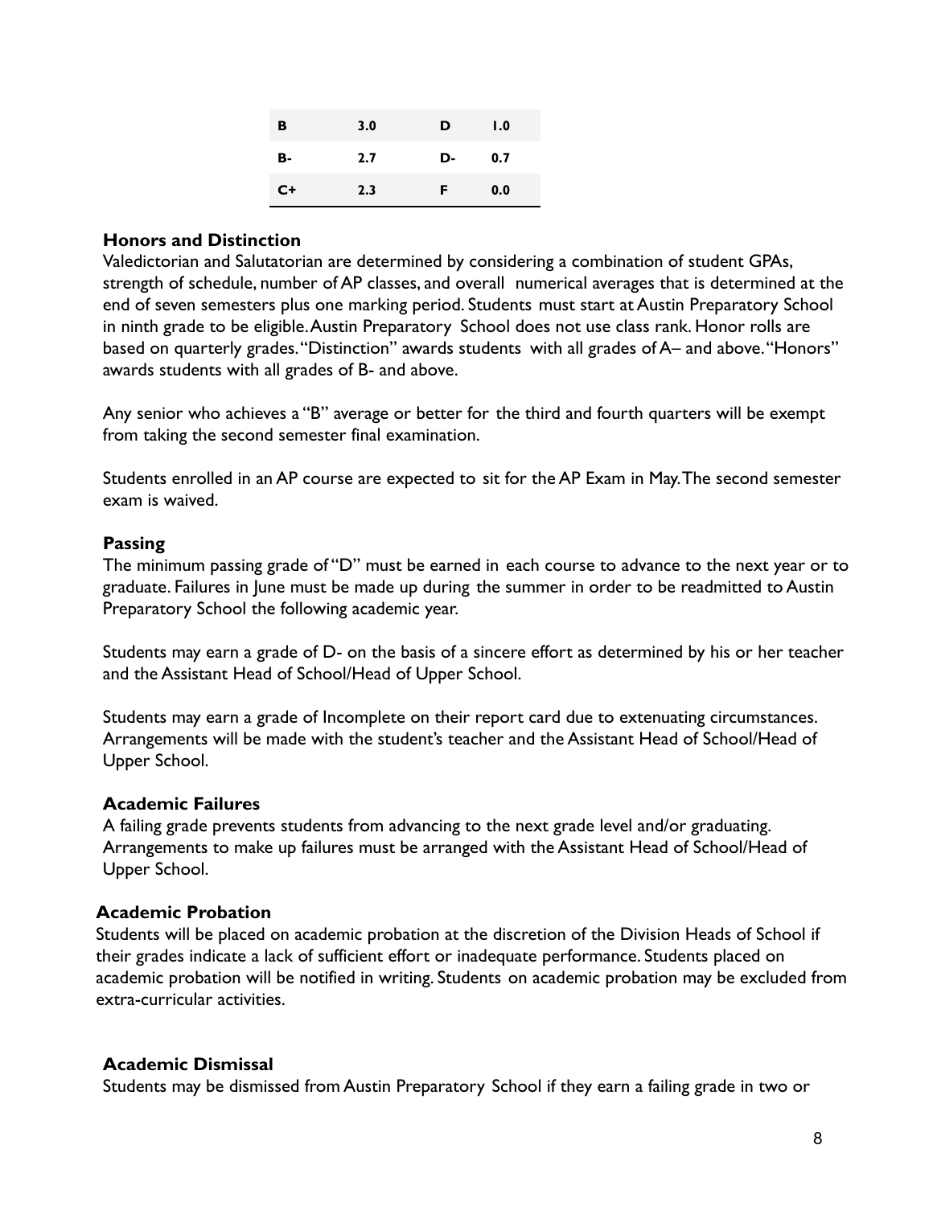| B | 3.0 | D | 1.0 |
|---|---|---|---|
| B- | 2.7 | D- | 0.7 |
| C+ | 2.3 | F | 0.0 |

### Honors and Distinction

Valedictorian and Salutatorian are determined by considering a combination of student GPAs, strength of schedule, number of AP classes, and overall numerical averages that is determined at the end of seven semesters plus one marking period. Students must start at Austin Preparatory School in ninth grade to be eligible. Austin Preparatory School does not use class rank. Honor rolls are based on quarterly grades. "Distinction" awards students with all grades of A– and above. "Honors" awards students with all grades of B- and above.

Any senior who achieves a "B" average or better for the third and fourth quarters will be exempt from taking the second semester final examination.

Students enrolled in an AP course are expected to sit for the AP Exam in May. The second semester exam is waived.

### Passing

The minimum passing grade of "D" must be earned in each course to advance to the next year or to graduate. Failures in June must be made up during the summer in order to be readmitted to Austin Preparatory School the following academic year.

Students may earn a grade of D- on the basis of a sincere effort as determined by his or her teacher and the Assistant Head of School/Head of Upper School.

Students may earn a grade of Incomplete on their report card due to extenuating circumstances. Arrangements will be made with the student's teacher and the Assistant Head of School/Head of Upper School.

### Academic Failures

A failing grade prevents students from advancing to the next grade level and/or graduating. Arrangements to make up failures must be arranged with the Assistant Head of School/Head of Upper School.

### Academic Probation

Students will be placed on academic probation at the discretion of the Division Heads of School if their grades indicate a lack of sufficient effort or inadequate performance. Students placed on academic probation will be notified in writing. Students on academic probation may be excluded from extra-curricular activities.

### Academic Dismissal

Students may be dismissed from Austin Preparatory School if they earn a failing grade in two or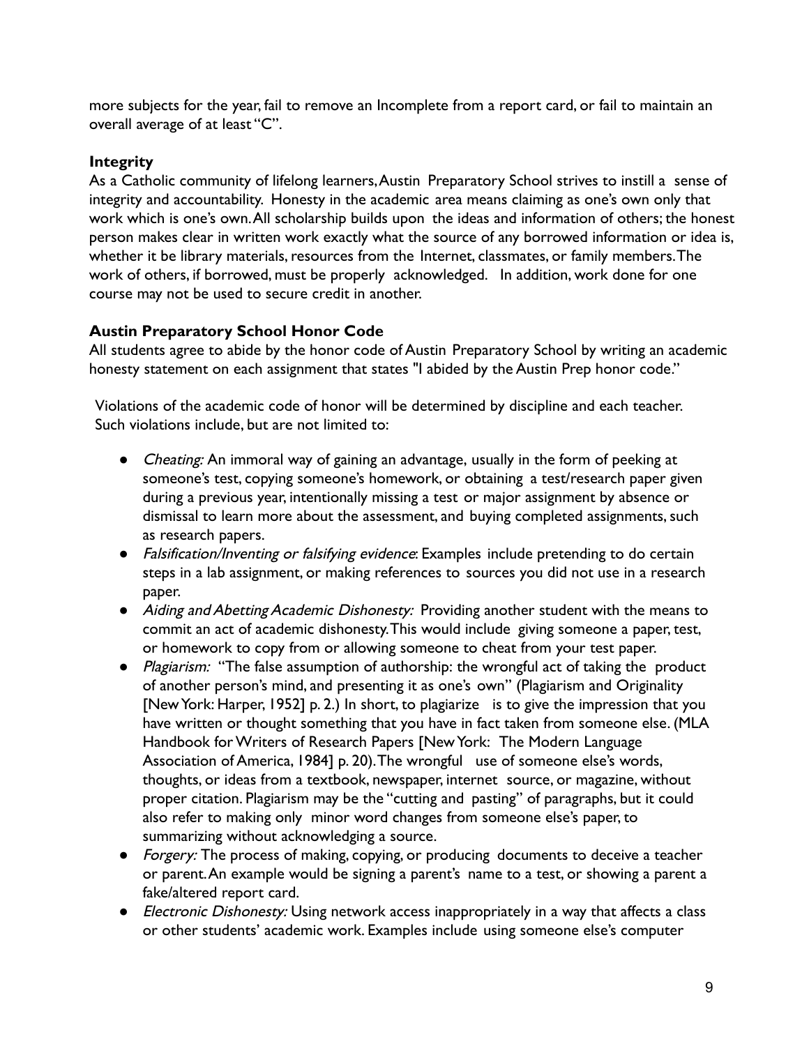more subjects for the year, fail to remove an Incomplete from a report card, or fail to maintain an overall average of at least "C".

### Integrity

As a Catholic community of lifelong learners, Austin Preparatory School strives to instill a sense of integrity and accountability. Honesty in the academic area means claiming as one's own only that work which is one's own. All scholarship builds upon the ideas and information of others; the honest person makes clear in written work exactly what the source of any borrowed information or idea is, whether it be library materials, resources from the Internet, classmates, or family members. The work of others, if borrowed, must be properly acknowledged. In addition, work done for one course may not be used to secure credit in another.

### Austin Preparatory School Honor Code

All students agree to abide by the honor code of Austin Preparatory School by writing an academic honesty statement on each assignment that states "I abided by the Austin Prep honor code."

Violations of the academic code of honor will be determined by discipline and each teacher. Such violations include, but are not limited to:

- *Cheating:* An immoral way of gaining an advantage, usually in the form of peeking at someone's test, copying someone's homework, or obtaining a test/research paper given during a previous year, intentionally missing a test or major assignment by absence or dismissal to learn more about the assessment, and buying completed assignments, such as research papers.
- *Falsification/Inventing or falsifying evidence*: Examples include pretending to do certain steps in a lab assignment, or making references to sources you did not use in a research paper.
- *Aiding and Abetting Academic Dishonesty:* Providing another student with the means to commit an act of academic dishonesty. This would include giving someone a paper, test, or homework to copy from or allowing someone to cheat from your test paper.
- *Plagiarism:* "The false assumption of authorship: the wrongful act of taking the product of another person's mind, and presenting it as one's own" (Plagiarism and Originality [New York: Harper, 1952] p. 2.) In short, to plagiarize is to give the impression that you have written or thought something that you have in fact taken from someone else. (MLA Handbook for Writers of Research Papers [New York: The Modern Language Association of America, 1984] p. 20). The wrongful use of someone else's words, thoughts, or ideas from a textbook, newspaper, internet source, or magazine, without proper citation. Plagiarism may be the "cutting and pasting" of paragraphs, but it could also refer to making only minor word changes from someone else's paper, to summarizing without acknowledging a source.
- *Forgery:* The process of making, copying, or producing documents to deceive a teacher or parent. An example would be signing a parent's name to a test, or showing a parent a fake/altered report card.
- *Electronic Dishonesty:* Using network access inappropriately in a way that affects a class or other students' academic work. Examples include using someone else's computer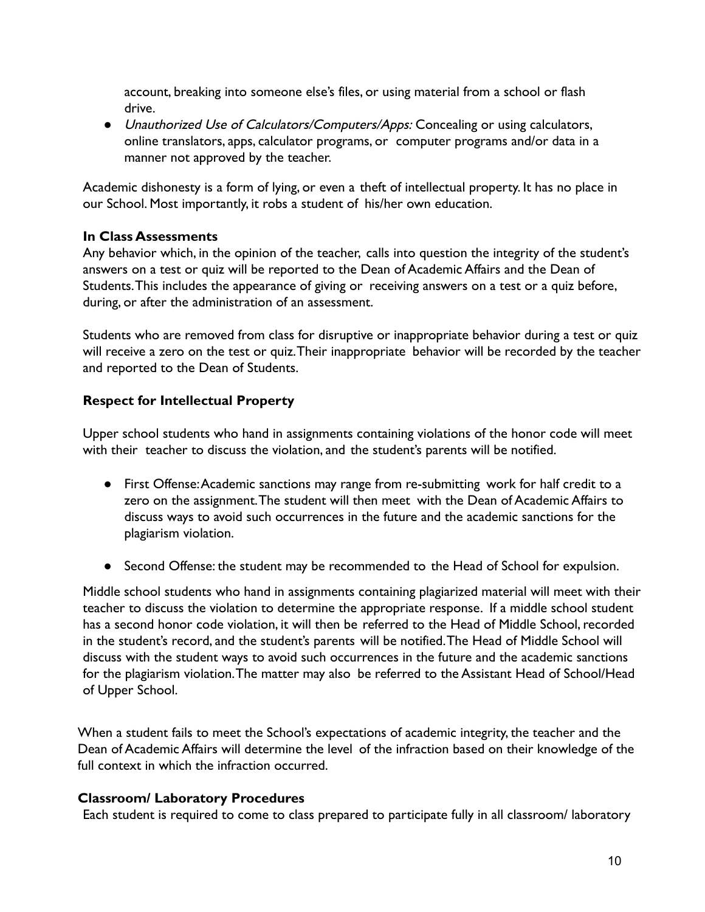account, breaking into someone else's files, or using material from a school or flash drive.

- *Unauthorized Use of Calculators/Computers/Apps:* Concealing or using calculators, online translators, apps, calculator programs, or computer programs and/or data in a manner not approved by the teacher.

Academic dishonesty is a form of lying, or even a theft of intellectual property. It has no place in our School. Most importantly, it robs a student of his/her own education.

**In Class Assessments**

Any behavior which, in the opinion of the teacher, calls into question the integrity of the student's answers on a test or quiz will be reported to the Dean of Academic Affairs and the Dean of Students. This includes the appearance of giving or receiving answers on a test or a quiz before, during, or after the administration of an assessment.

Students who are removed from class for disruptive or inappropriate behavior during a test or quiz will receive a zero on the test or quiz. Their inappropriate behavior will be recorded by the teacher and reported to the Dean of Students.

**Respect for Intellectual Property**

Upper school students who hand in assignments containing violations of the honor code will meet with their teacher to discuss the violation, and the student's parents will be notified.

- First Offense: Academic sanctions may range from re-submitting work for half credit to a zero on the assignment. The student will then meet with the Dean of Academic Affairs to discuss ways to avoid such occurrences in the future and the academic sanctions for the plagiarism violation.
- Second Offense: the student may be recommended to the Head of School for expulsion.

Middle school students who hand in assignments containing plagiarized material will meet with their teacher to discuss the violation to determine the appropriate response. If a middle school student has a second honor code violation, it will then be referred to the Head of Middle School, recorded in the student's record, and the student's parents will be notified. The Head of Middle School will discuss with the student ways to avoid such occurrences in the future and the academic sanctions for the plagiarism violation. The matter may also be referred to the Assistant Head of School/Head of Upper School.

When a student fails to meet the School's expectations of academic integrity, the teacher and the Dean of Academic Affairs will determine the level of the infraction based on their knowledge of the full context in which the infraction occurred.

**Classroom/ Laboratory Procedures**

Each student is required to come to class prepared to participate fully in all classroom/ laboratory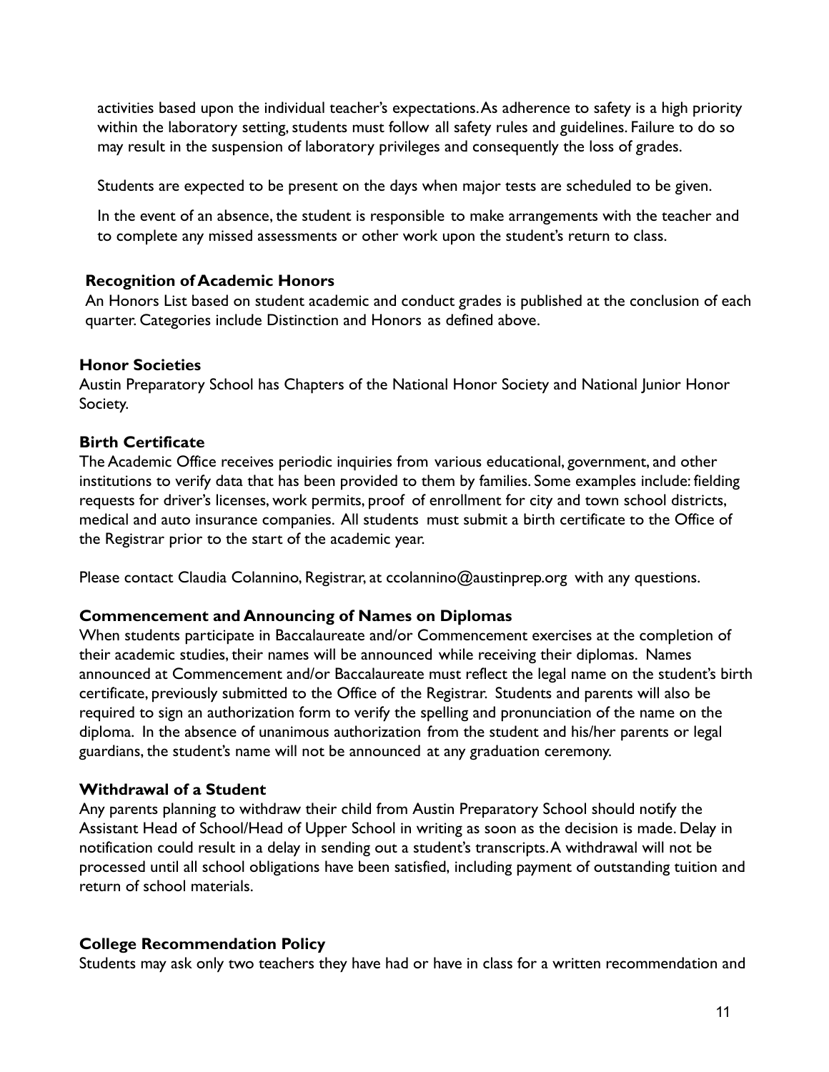activities based upon the individual teacher's expectations. As adherence to safety is a high priority within the laboratory setting, students must follow all safety rules and guidelines. Failure to do so may result in the suspension of laboratory privileges and consequently the loss of grades.

Students are expected to be present on the days when major tests are scheduled to be given.

In the event of an absence, the student is responsible to make arrangements with the teacher and to complete any missed assessments or other work upon the student's return to class.

**Recognition of Academic Honors**

An Honors List based on student academic and conduct grades is published at the conclusion of each quarter. Categories include Distinction and Honors as defined above.

**Honor Societies**

Austin Preparatory School has Chapters of the National Honor Society and National Junior Honor Society.

**Birth Certificate**

The Academic Office receives periodic inquiries from various educational, government, and other institutions to verify data that has been provided to them by families. Some examples include: fielding requests for driver's licenses, work permits, proof of enrollment for city and town school districts, medical and auto insurance companies. All students must submit a birth certificate to the Office of the Registrar prior to the start of the academic year.

Please contact Claudia Colannino, Registrar, at ccolannino@austinprep.org with any questions.

**Commencement and Announcing of Names on Diplomas**

When students participate in Baccalaureate and/or Commencement exercises at the completion of their academic studies, their names will be announced while receiving their diplomas. Names announced at Commencement and/or Baccalaureate must reflect the legal name on the student's birth certificate, previously submitted to the Office of the Registrar. Students and parents will also be required to sign an authorization form to verify the spelling and pronunciation of the name on the diploma. In the absence of unanimous authorization from the student and his/her parents or legal guardians, the student's name will not be announced at any graduation ceremony.

**Withdrawal of a Student**

Any parents planning to withdraw their child from Austin Preparatory School should notify the Assistant Head of School/Head of Upper School in writing as soon as the decision is made. Delay in notification could result in a delay in sending out a student's transcripts. A withdrawal will not be processed until all school obligations have been satisfied, including payment of outstanding tuition and return of school materials.

**College Recommendation Policy**

Students may ask only two teachers they have had or have in class for a written recommendation and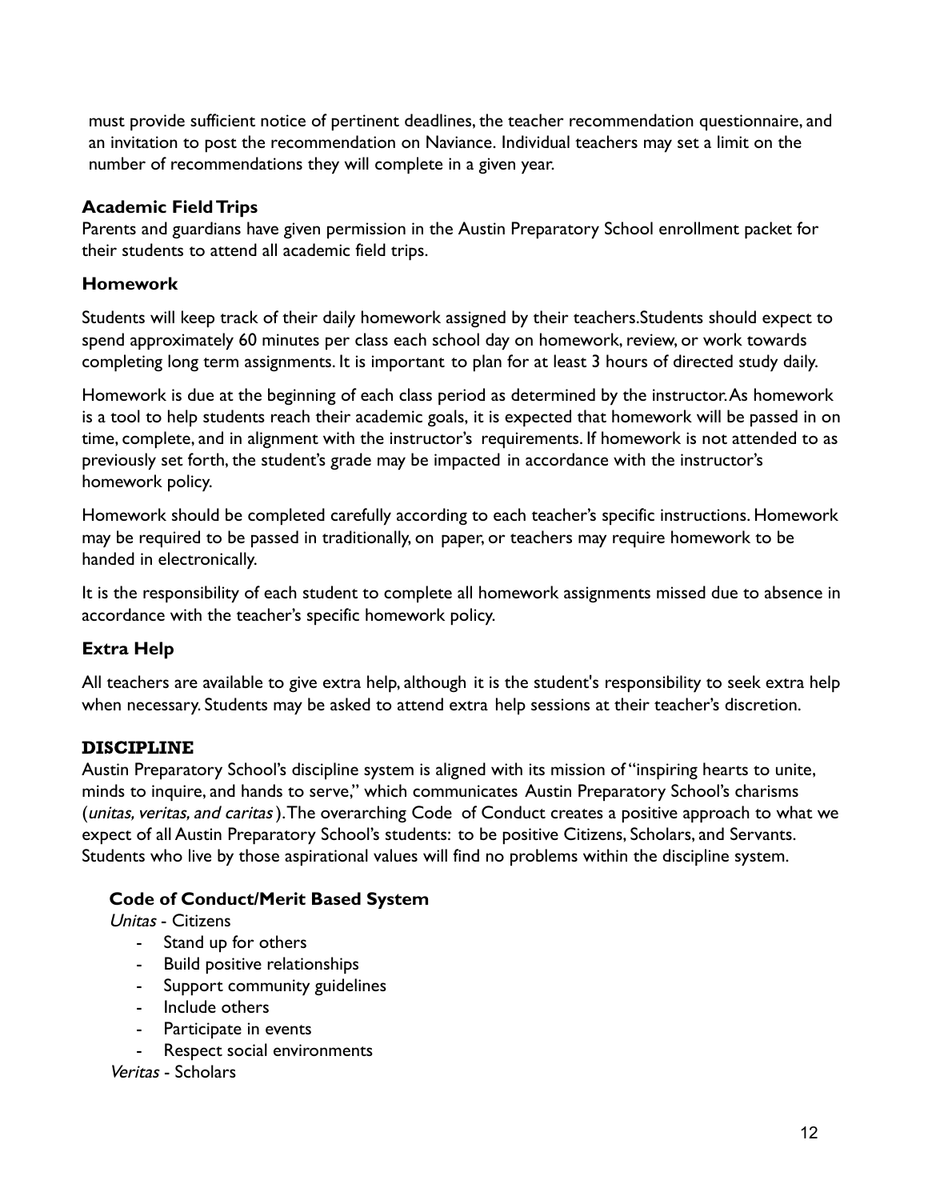must provide sufficient notice of pertinent deadlines, the teacher recommendation questionnaire, and an invitation to post the recommendation on Naviance. Individual teachers may set a limit on the number of recommendations they will complete in a given year.

### Academic Field Trips

Parents and guardians have given permission in the Austin Preparatory School enrollment packet for their students to attend all academic field trips.

### Homework

Students will keep track of their daily homework assigned by their teachers.Students should expect to spend approximately 60 minutes per class each school day on homework, review, or work towards completing long term assignments. It is important to plan for at least 3 hours of directed study daily.

Homework is due at the beginning of each class period as determined by the instructor. As homework is a tool to help students reach their academic goals, it is expected that homework will be passed in on time, complete, and in alignment with the instructor's requirements. If homework is not attended to as previously set forth, the student's grade may be impacted in accordance with the instructor's homework policy.

Homework should be completed carefully according to each teacher's specific instructions. Homework may be required to be passed in traditionally, on paper, or teachers may require homework to be handed in electronically.

It is the responsibility of each student to complete all homework assignments missed due to absence in accordance with the teacher's specific homework policy.

### Extra Help

All teachers are available to give extra help, although it is the student's responsibility to seek extra help when necessary. Students may be asked to attend extra help sessions at their teacher's discretion.

## DISCIPLINE

Austin Preparatory School's discipline system is aligned with its mission of "inspiring hearts to unite, minds to inquire, and hands to serve," which communicates Austin Preparatory School's charisms (*unitas, veritas, and caritas*). The overarching Code of Conduct creates a positive approach to what we expect of all Austin Preparatory School's students: to be positive Citizens, Scholars, and Servants. Students who live by those aspirational values will find no problems within the discipline system.

### Code of Conduct/Merit Based System

*Unitas* - Citizens

- Stand up for others
- Build positive relationships
- Support community guidelines
- Include others
- Participate in events
- Respect social environments

*Veritas* - Scholars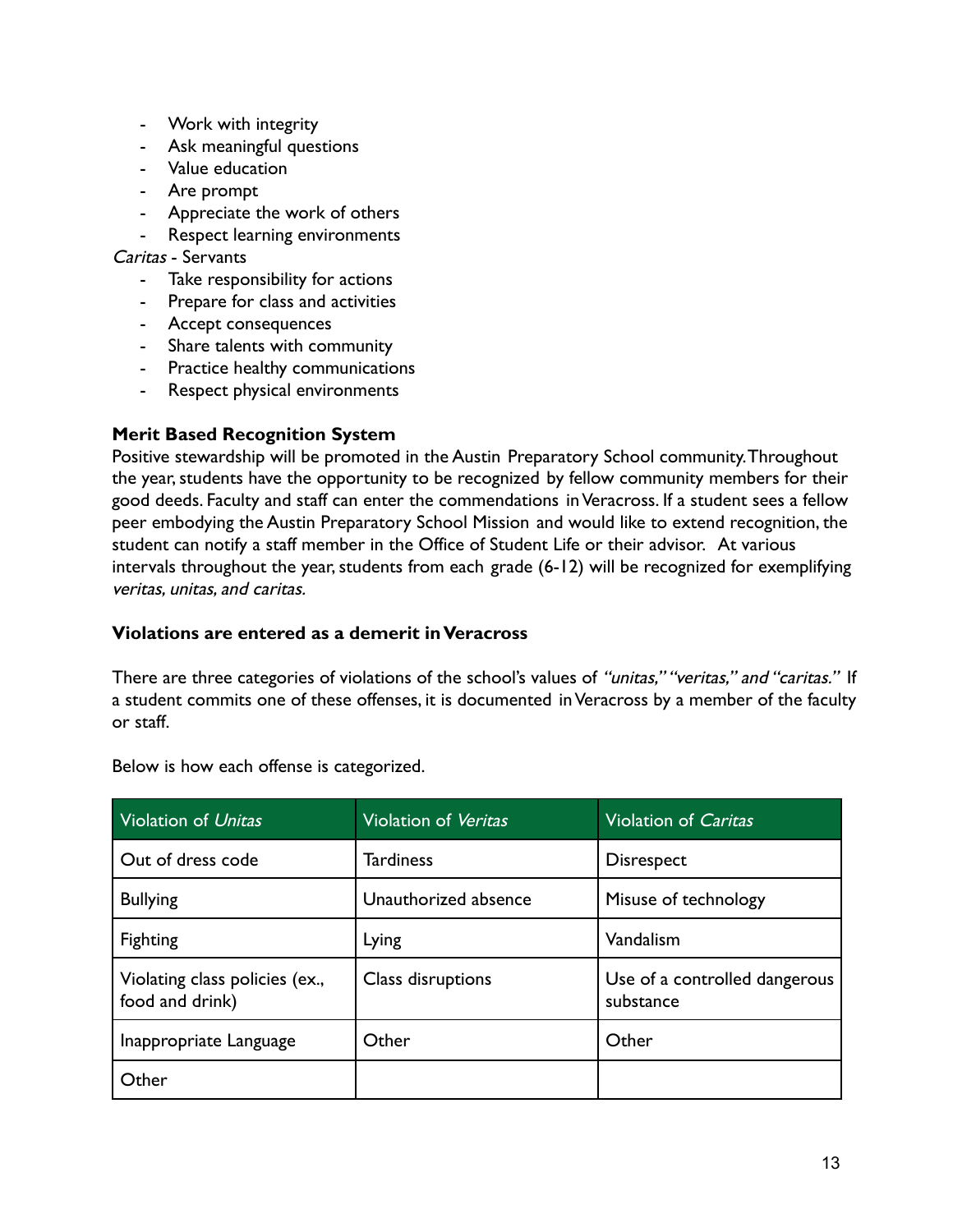- Work with integrity
- Ask meaningful questions
- Value education
- Are prompt
- Appreciate the work of others
- Respect learning environments

*Caritas* - Servants

- Take responsibility for actions
- Prepare for class and activities
- Accept consequences
- Share talents with community
- Practice healthy communications
- Respect physical environments

**Merit Based Recognition System**

Positive stewardship will be promoted in the Austin Preparatory School community. Throughout the year, students have the opportunity to be recognized by fellow community members for their good deeds. Faculty and staff can enter the commendations in Veracross. If a student sees a fellow peer embodying the Austin Preparatory School Mission and would like to extend recognition, the student can notify a staff member in the Office of Student Life or their advisor. At various intervals throughout the year, students from each grade (6-12) will be recognized for exemplifying *veritas, unitas, and caritas.*

**Violations are entered as a demerit in Veracross**

There are three categories of violations of the school's values of *"unitas," "veritas," and "caritas."* If a student commits one of these offenses, it is documented in Veracross by a member of the faculty or staff.

Below is how each offense is categorized.

| Violation of *Unitas* | Violation of *Veritas* | Violation of *Caritas* |
|---|---|---|
| Out of dress code | Tardiness | Disrespect |
| Bullying | Unauthorized absence | Misuse of technology |
| Fighting | Lying | Vandalism |
| Violating class policies (ex., food and drink) | Class disruptions | Use of a controlled dangerous substance |
| Inappropriate Language | Other | Other |
| Other | | |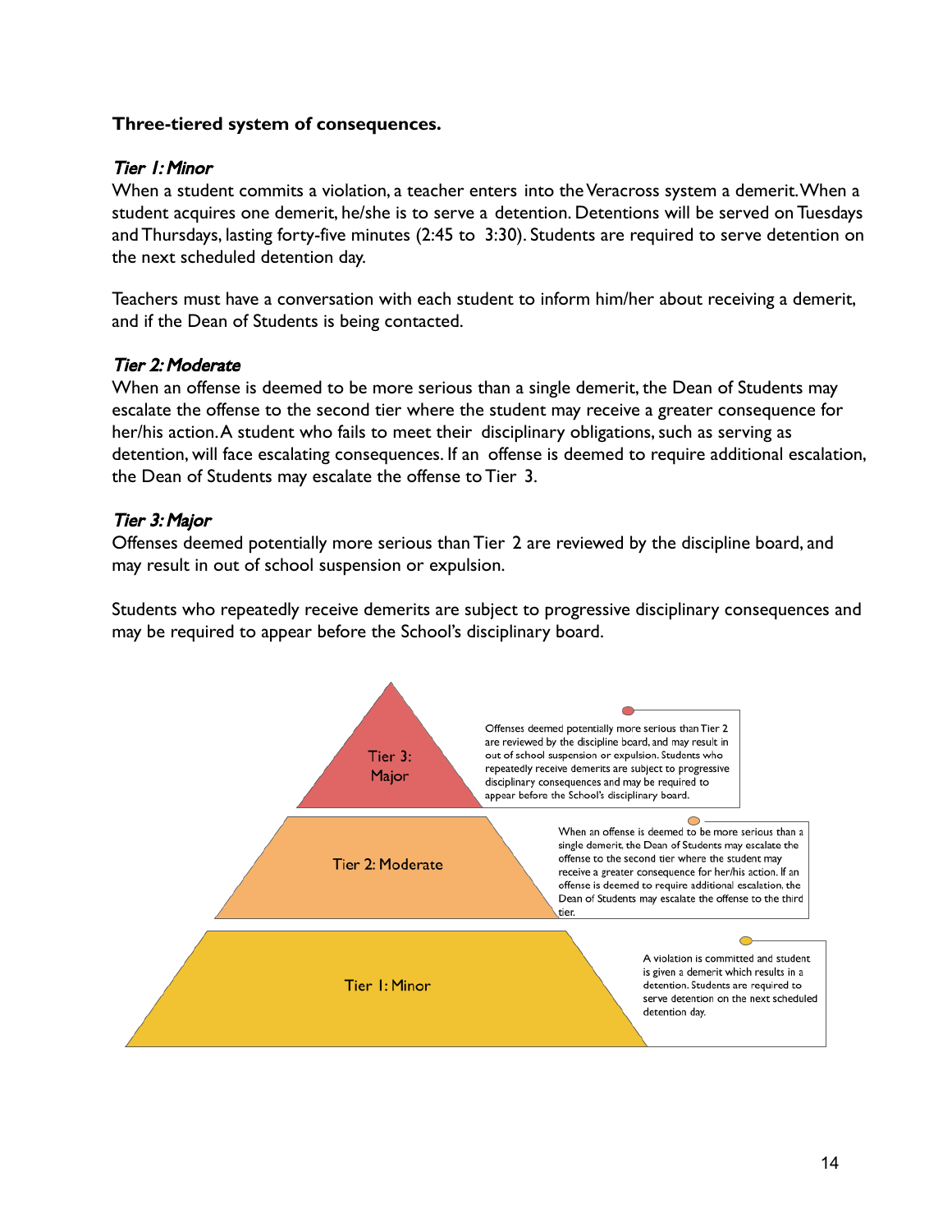**Three-tiered system of consequences.**

*Tier 1: Minor*

When a student commits a violation, a teacher enters into the Veracross system a demerit. When a student acquires one demerit, he/she is to serve a detention. Detentions will be served on Tuesdays and Thursdays, lasting forty-five minutes (2:45 to 3:30). Students are required to serve detention on the next scheduled detention day.

Teachers must have a conversation with each student to inform him/her about receiving a demerit, and if the Dean of Students is being contacted.

*Tier 2: Moderate*

When an offense is deemed to be more serious than a single demerit, the Dean of Students may escalate the offense to the second tier where the student may receive a greater consequence for her/his action. A student who fails to meet their disciplinary obligations, such as serving as detention, will face escalating consequences. If an offense is deemed to require additional escalation, the Dean of Students may escalate the offense to Tier 3.

*Tier 3: Major*

Offenses deemed potentially more serious than Tier 2 are reviewed by the discipline board, and may result in out of school suspension or expulsion.

Students who repeatedly receive demerits are subject to progressive disciplinary consequences and may be required to appear before the School's disciplinary board.

Tier 3: Major

Offenses deemed potentially more serious than Tier 2 are reviewed by the discipline board, and may result in out of school suspension or expulsion. Students who repeatedly receive demerits are subject to progressive disciplinary consequences and may be required to appear before the School's disciplinary board.

Tier 2: Moderate

When an offense is deemed to be more serious than a single demerit, the Dean of Students may escalate the offense to the second tier where the student may receive a greater consequence for her/his action. If an offense is deemed to require additional escalation, the Dean of Students may escalate the offense to the third tier.

Tier 1: Minor

A violation is committed and student is given a demerit which results in a detention. Students are required to serve detention on the next scheduled detention day.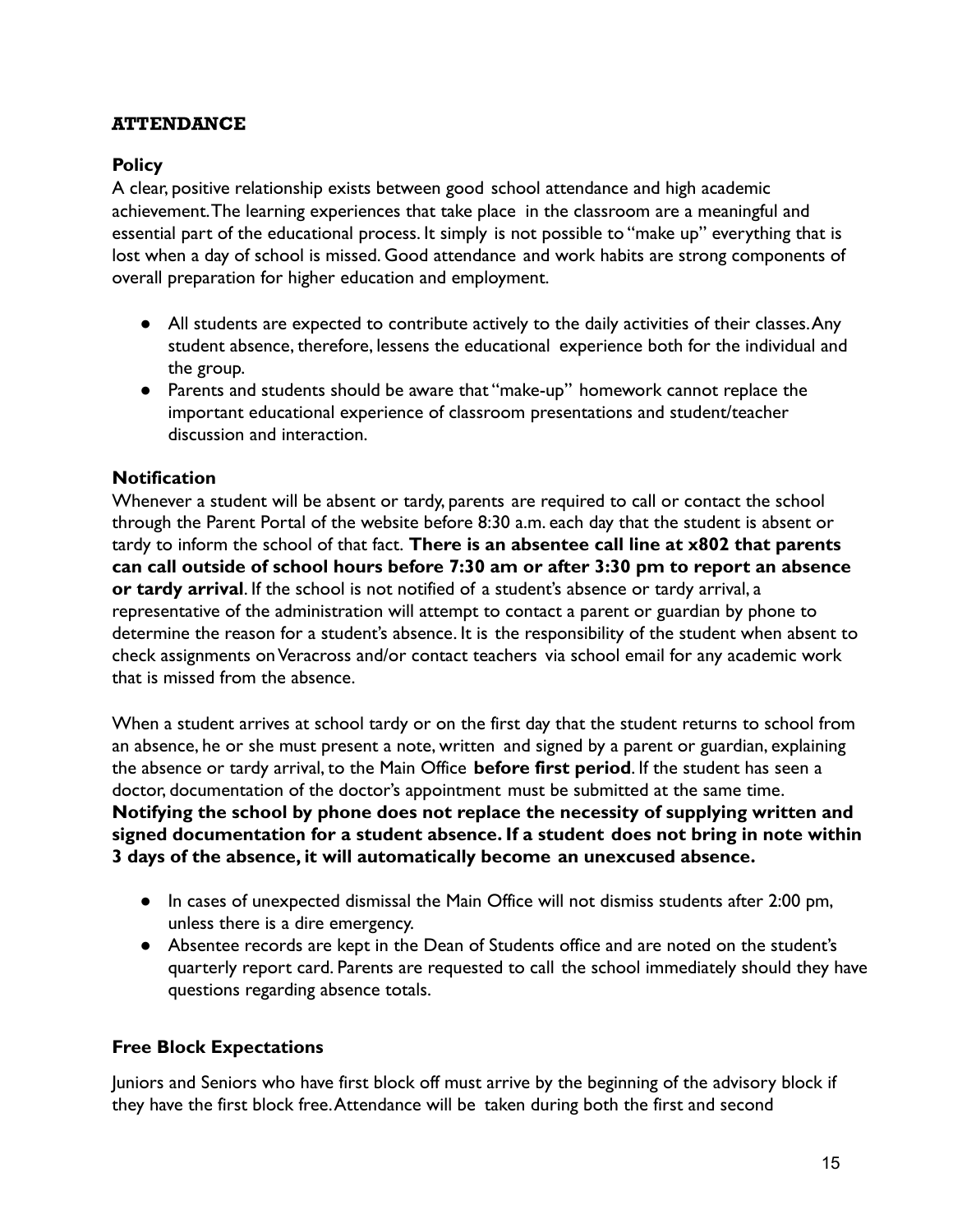## ATTENDANCE

### Policy

A clear, positive relationship exists between good school attendance and high academic achievement. The learning experiences that take place in the classroom are a meaningful and essential part of the educational process. It simply is not possible to "make up" everything that is lost when a day of school is missed. Good attendance and work habits are strong components of overall preparation for higher education and employment.

- All students are expected to contribute actively to the daily activities of their classes. Any student absence, therefore, lessens the educational experience both for the individual and the group.
- Parents and students should be aware that "make-up" homework cannot replace the important educational experience of classroom presentations and student/teacher discussion and interaction.

### Notification

Whenever a student will be absent or tardy, parents are required to call or contact the school through the Parent Portal of the website before 8:30 a.m. each day that the student is absent or tardy to inform the school of that fact. **There is an absentee call line at x802 that parents can call outside of school hours before 7:30 am or after 3:30 pm to report an absence or tardy arrival**. If the school is not notified of a student's absence or tardy arrival, a representative of the administration will attempt to contact a parent or guardian by phone to determine the reason for a student's absence. It is the responsibility of the student when absent to check assignments on Veracross and/or contact teachers via school email for any academic work that is missed from the absence.

When a student arrives at school tardy or on the first day that the student returns to school from an absence, he or she must present a note, written and signed by a parent or guardian, explaining the absence or tardy arrival, to the Main Office **before first period**. If the student has seen a doctor, documentation of the doctor's appointment must be submitted at the same time. **Notifying the school by phone does not replace the necessity of supplying written and signed documentation for a student absence. If a student does not bring in note within 3 days of the absence, it will automatically become an unexcused absence.**

- In cases of unexpected dismissal the Main Office will not dismiss students after 2:00 pm, unless there is a dire emergency.
- Absentee records are kept in the Dean of Students office and are noted on the student's quarterly report card. Parents are requested to call the school immediately should they have questions regarding absence totals.

### Free Block Expectations

Juniors and Seniors who have first block off must arrive by the beginning of the advisory block if they have the first block free. Attendance will be taken during both the first and second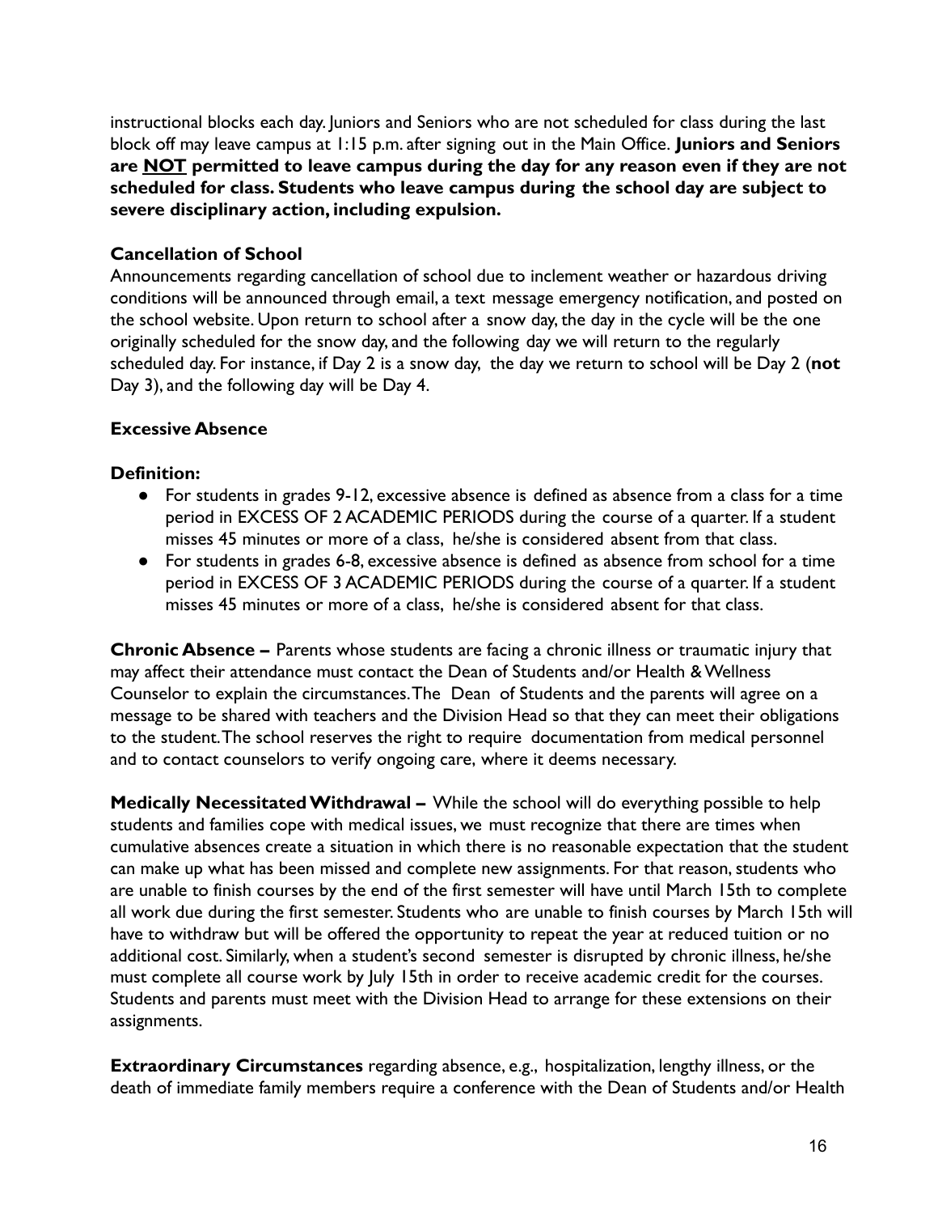instructional blocks each day. Juniors and Seniors who are not scheduled for class during the last block off may leave campus at 1:15 p.m. after signing out in the Main Office. **Juniors and Seniors are <u>NOT</u> permitted to leave campus during the day for any reason even if they are not scheduled for class. Students who leave campus during the school day are subject to severe disciplinary action, including expulsion.**

**Cancellation of School**

Announcements regarding cancellation of school due to inclement weather or hazardous driving conditions will be announced through email, a text message emergency notification, and posted on the school website. Upon return to school after a snow day, the day in the cycle will be the one originally scheduled for the snow day, and the following day we will return to the regularly scheduled day. For instance, if Day 2 is a snow day, the day we return to school will be Day 2 (**not** Day 3), and the following day will be Day 4.

**Excessive Absence**

**Definition:**

- For students in grades 9-12, excessive absence is defined as absence from a class for a time period in EXCESS OF 2 ACADEMIC PERIODS during the course of a quarter. If a student misses 45 minutes or more of a class, he/she is considered absent from that class.
- For students in grades 6-8, excessive absence is defined as absence from school for a time period in EXCESS OF 3 ACADEMIC PERIODS during the course of a quarter. If a student misses 45 minutes or more of a class, he/she is considered absent for that class.

**Chronic Absence –** Parents whose students are facing a chronic illness or traumatic injury that may affect their attendance must contact the Dean of Students and/or Health & Wellness Counselor to explain the circumstances. The Dean of Students and the parents will agree on a message to be shared with teachers and the Division Head so that they can meet their obligations to the student. The school reserves the right to require documentation from medical personnel and to contact counselors to verify ongoing care, where it deems necessary.

**Medically Necessitated Withdrawal –** While the school will do everything possible to help students and families cope with medical issues, we must recognize that there are times when cumulative absences create a situation in which there is no reasonable expectation that the student can make up what has been missed and complete new assignments. For that reason, students who are unable to finish courses by the end of the first semester will have until March 15th to complete all work due during the first semester. Students who are unable to finish courses by March 15th will have to withdraw but will be offered the opportunity to repeat the year at reduced tuition or no additional cost. Similarly, when a student's second semester is disrupted by chronic illness, he/she must complete all course work by July 15th in order to receive academic credit for the courses. Students and parents must meet with the Division Head to arrange for these extensions on their assignments.

**Extraordinary Circumstances** regarding absence, e.g., hospitalization, lengthy illness, or the death of immediate family members require a conference with the Dean of Students and/or Health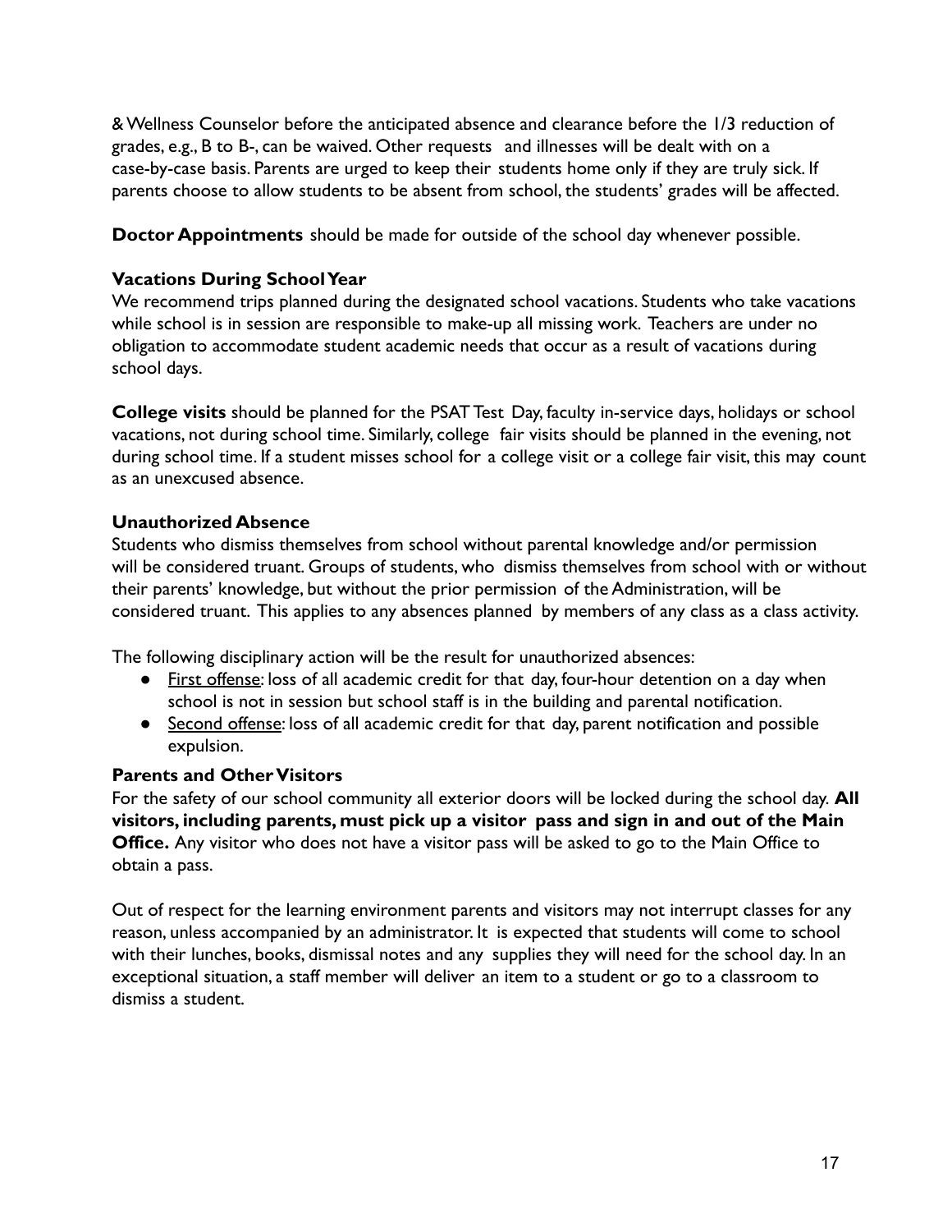& Wellness Counselor before the anticipated absence and clearance before the 1/3 reduction of grades, e.g., B to B-, can be waived. Other requests and illnesses will be dealt with on a case-by-case basis. Parents are urged to keep their students home only if they are truly sick. If parents choose to allow students to be absent from school, the students' grades will be affected.

**Doctor Appointments** should be made for outside of the school day whenever possible.

**Vacations During School Year**

We recommend trips planned during the designated school vacations. Students who take vacations while school is in session are responsible to make-up all missing work. Teachers are under no obligation to accommodate student academic needs that occur as a result of vacations during school days.

**College visits** should be planned for the PSAT Test Day, faculty in-service days, holidays or school vacations, not during school time. Similarly, college fair visits should be planned in the evening, not during school time. If a student misses school for a college visit or a college fair visit, this may count as an unexcused absence.

**Unauthorized Absence**

Students who dismiss themselves from school without parental knowledge and/or permission will be considered truant. Groups of students, who dismiss themselves from school with or without their parents' knowledge, but without the prior permission of the Administration, will be considered truant. This applies to any absences planned by members of any class as a class activity.

The following disciplinary action will be the result for unauthorized absences:

- First offense: loss of all academic credit for that day, four-hour detention on a day when school is not in session but school staff is in the building and parental notification.
- Second offense: loss of all academic credit for that day, parent notification and possible expulsion.

**Parents and Other Visitors**

For the safety of our school community all exterior doors will be locked during the school day. **All visitors, including parents, must pick up a visitor pass and sign in and out of the Main Office.** Any visitor who does not have a visitor pass will be asked to go to the Main Office to obtain a pass.

Out of respect for the learning environment parents and visitors may not interrupt classes for any reason, unless accompanied by an administrator. It is expected that students will come to school with their lunches, books, dismissal notes and any supplies they will need for the school day. In an exceptional situation, a staff member will deliver an item to a student or go to a classroom to dismiss a student.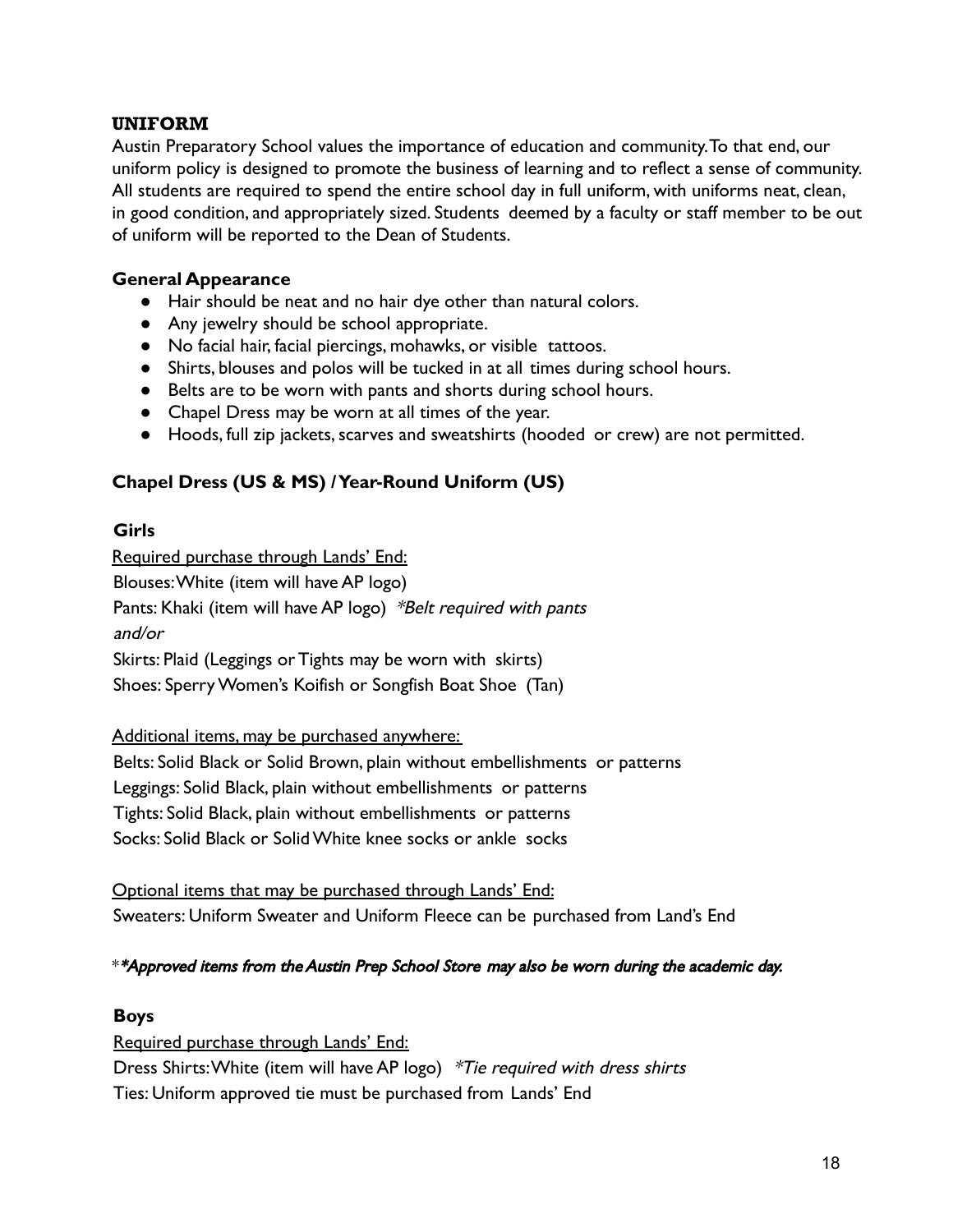## UNIFORM

Austin Preparatory School values the importance of education and community. To that end, our uniform policy is designed to promote the business of learning and to reflect a sense of community. All students are required to spend the entire school day in full uniform, with uniforms neat, clean, in good condition, and appropriately sized. Students deemed by a faculty or staff member to be out of uniform will be reported to the Dean of Students.

### General Appearance

- Hair should be neat and no hair dye other than natural colors.
- Any jewelry should be school appropriate.
- No facial hair, facial piercings, mohawks, or visible tattoos.
- Shirts, blouses and polos will be tucked in at all times during school hours.
- Belts are to be worn with pants and shorts during school hours.
- Chapel Dress may be worn at all times of the year.
- Hoods, full zip jackets, scarves and sweatshirts (hooded or crew) are not permitted.

### Chapel Dress (US & MS) / Year-Round Uniform (US)

#### Girls

Required purchase through Lands' End:

Blouses: White (item will have AP logo)
Pants: Khaki (item will have AP logo) *\*Belt required with pants*
*and/or*
Skirts: Plaid (Leggings or Tights may be worn with skirts)
Shoes: Sperry Women's Koifish or Songfish Boat Shoe (Tan)

Additional items, may be purchased anywhere:

Belts: Solid Black or Solid Brown, plain without embellishments or patterns
Leggings: Solid Black, plain without embellishments or patterns
Tights: Solid Black, plain without embellishments or patterns
Socks: Solid Black or Solid White knee socks or ankle socks

Optional items that may be purchased through Lands' End:

Sweaters: Uniform Sweater and Uniform Fleece can be purchased from Land's End

*\*\*Approved items from the Austin Prep School Store may also be worn during the academic day.*

#### Boys

Required purchase through Lands' End:

Dress Shirts: White (item will have AP logo) *\*Tie required with dress shirts*
Ties: Uniform approved tie must be purchased from Lands' End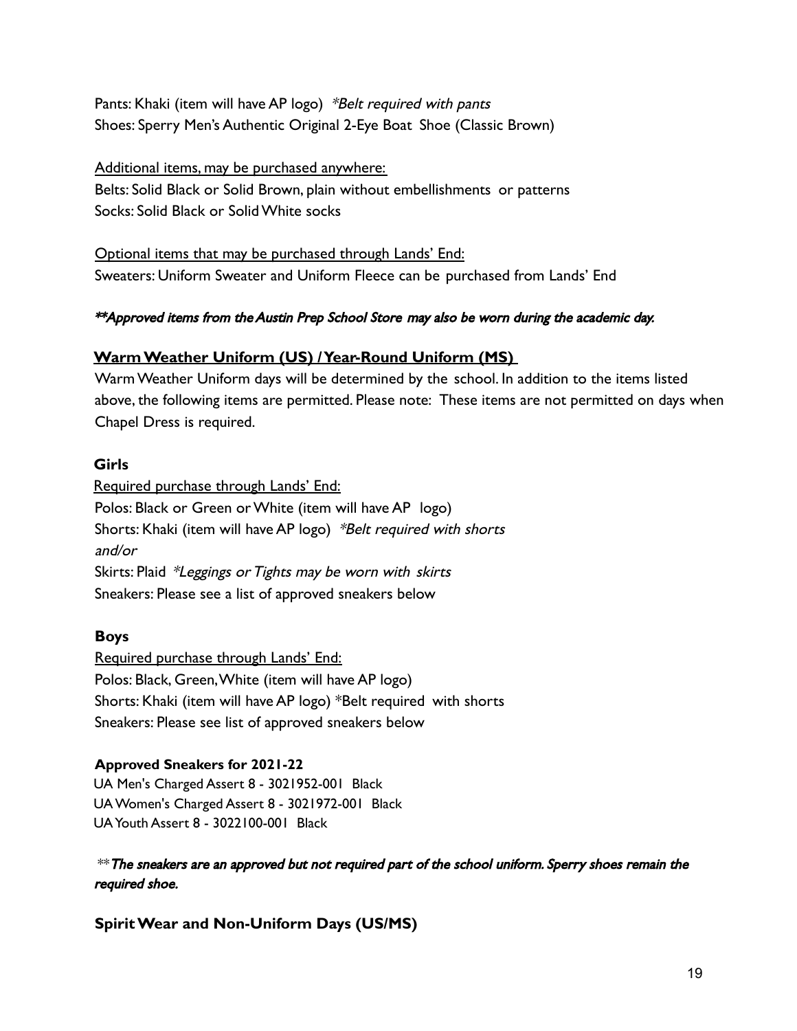Pants: Khaki (item will have AP logo) *\*Belt required with pants*
Shoes: Sperry Men's Authentic Original 2-Eye Boat Shoe (Classic Brown)

Additional items, may be purchased anywhere:
Belts: Solid Black or Solid Brown, plain without embellishments or patterns
Socks: Solid Black or Solid White socks

Optional items that may be purchased through Lands' End:
Sweaters: Uniform Sweater and Uniform Fleece can be purchased from Lands' End

***\*\*Approved items from the Austin Prep School Store may also be worn during the academic day.***

## Warm Weather Uniform (US) / Year-Round Uniform (MS)

Warm Weather Uniform days will be determined by the school. In addition to the items listed above, the following items are permitted. Please note: These items are not permitted on days when Chapel Dress is required.

### Girls

Required purchase through Lands' End:
Polos: Black or Green or White (item will have AP logo)
Shorts: Khaki (item will have AP logo) *\*Belt required with shorts*
*and/or*
Skirts: Plaid *\*Leggings or Tights may be worn with skirts*
Sneakers: Please see a list of approved sneakers below

### Boys

Required purchase through Lands' End:
Polos: Black, Green, White (item will have AP logo)
Shorts: Khaki (item will have AP logo) \*Belt required with shorts
Sneakers: Please see list of approved sneakers below

**Approved Sneakers for 2021-22**
UA Men's Charged Assert 8 - 3021952-001 Black
UA Women's Charged Assert 8 - 3021972-001 Black
UA Youth Assert 8 - 3022100-001 Black

\*\****The sneakers are an approved but not required part of the school uniform. Sperry shoes remain the required shoe.***

### Spirit Wear and Non-Uniform Days (US/MS)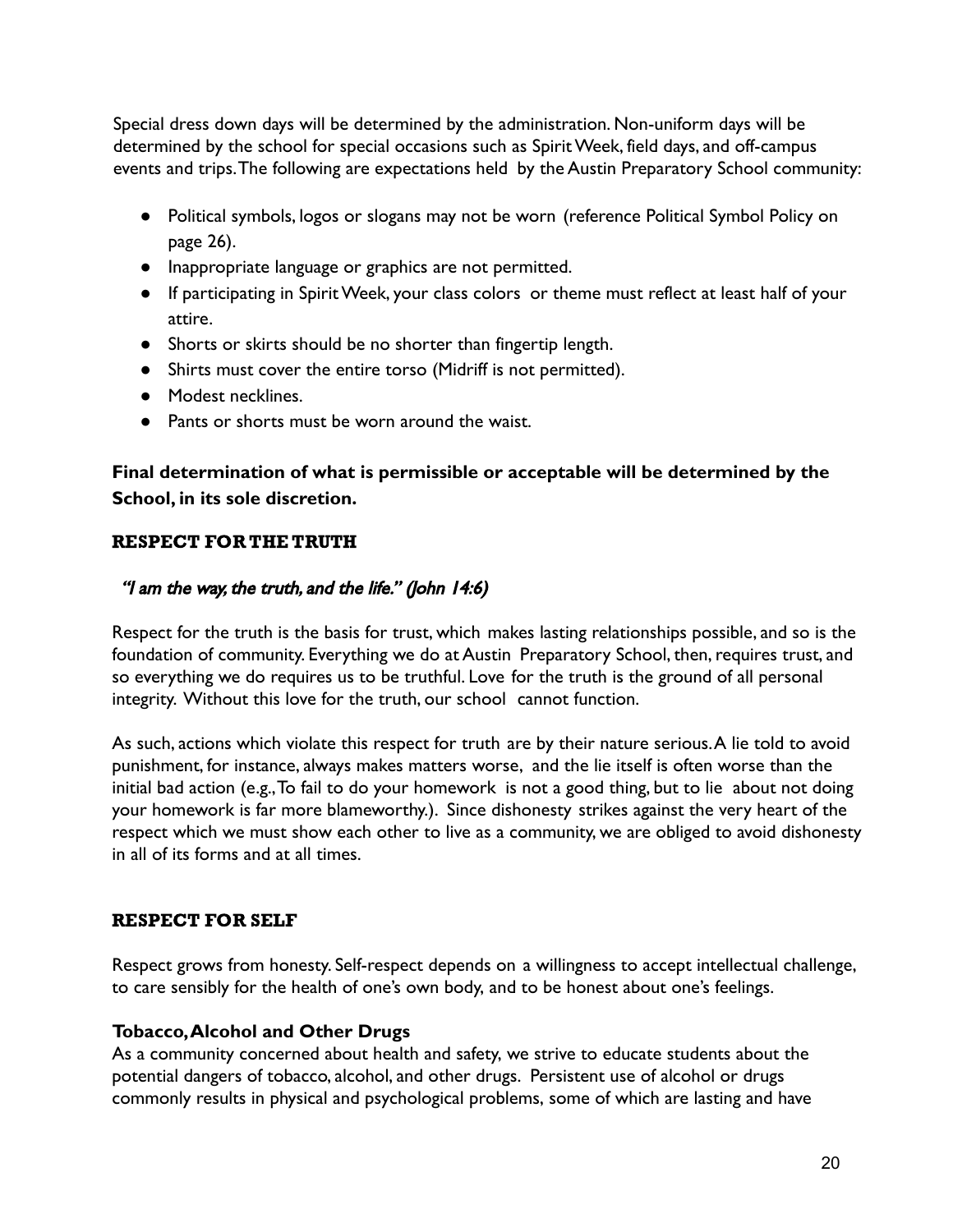Special dress down days will be determined by the administration. Non-uniform days will be determined by the school for special occasions such as Spirit Week, field days, and off-campus events and trips. The following are expectations held by the Austin Preparatory School community:

- Political symbols, logos or slogans may not be worn (reference Political Symbol Policy on page 26).
- Inappropriate language or graphics are not permitted.
- If participating in Spirit Week, your class colors or theme must reflect at least half of your attire.
- Shorts or skirts should be no shorter than fingertip length.
- Shirts must cover the entire torso (Midriff is not permitted).
- Modest necklines.
- Pants or shorts must be worn around the waist.

**Final determination of what is permissible or acceptable will be determined by the School, in its sole discretion.**

## RESPECT FOR THE TRUTH

*"I am the way, the truth, and the life." (John 14:6)*

Respect for the truth is the basis for trust, which makes lasting relationships possible, and so is the foundation of community. Everything we do at Austin Preparatory School, then, requires trust, and so everything we do requires us to be truthful. Love for the truth is the ground of all personal integrity. Without this love for the truth, our school cannot function.

As such, actions which violate this respect for truth are by their nature serious. A lie told to avoid punishment, for instance, always makes matters worse, and the lie itself is often worse than the initial bad action (e.g., To fail to do your homework is not a good thing, but to lie about not doing your homework is far more blameworthy.). Since dishonesty strikes against the very heart of the respect which we must show each other to live as a community, we are obliged to avoid dishonesty in all of its forms and at all times.

## RESPECT FOR SELF

Respect grows from honesty. Self-respect depends on a willingness to accept intellectual challenge, to care sensibly for the health of one's own body, and to be honest about one's feelings.

### Tobacco, Alcohol and Other Drugs

As a community concerned about health and safety, we strive to educate students about the potential dangers of tobacco, alcohol, and other drugs. Persistent use of alcohol or drugs commonly results in physical and psychological problems, some of which are lasting and have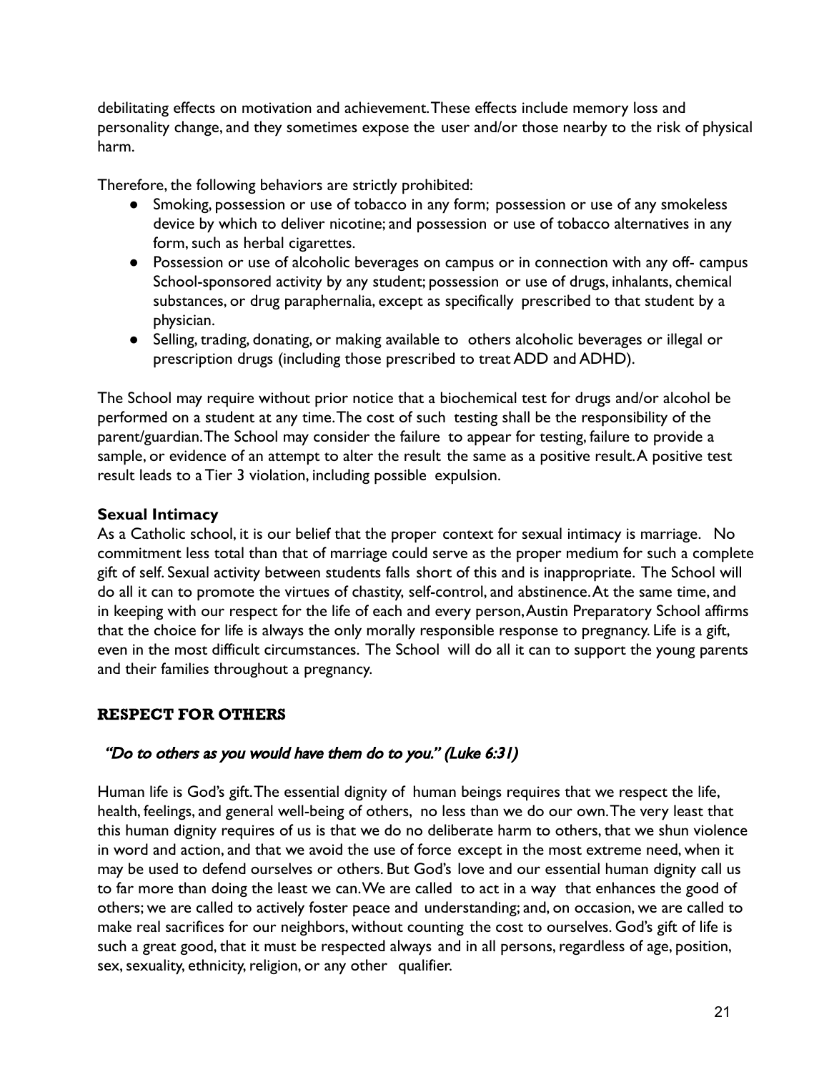debilitating effects on motivation and achievement. These effects include memory loss and personality change, and they sometimes expose the user and/or those nearby to the risk of physical harm.

Therefore, the following behaviors are strictly prohibited:

- Smoking, possession or use of tobacco in any form; possession or use of any smokeless device by which to deliver nicotine; and possession or use of tobacco alternatives in any form, such as herbal cigarettes.
- Possession or use of alcoholic beverages on campus or in connection with any off- campus School-sponsored activity by any student; possession or use of drugs, inhalants, chemical substances, or drug paraphernalia, except as specifically prescribed to that student by a physician.
- Selling, trading, donating, or making available to others alcoholic beverages or illegal or prescription drugs (including those prescribed to treat ADD and ADHD).

The School may require without prior notice that a biochemical test for drugs and/or alcohol be performed on a student at any time. The cost of such testing shall be the responsibility of the parent/guardian. The School may consider the failure to appear for testing, failure to provide a sample, or evidence of an attempt to alter the result the same as a positive result. A positive test result leads to a Tier 3 violation, including possible expulsion.

**Sexual Intimacy**

As a Catholic school, it is our belief that the proper context for sexual intimacy is marriage. No commitment less total than that of marriage could serve as the proper medium for such a complete gift of self. Sexual activity between students falls short of this and is inappropriate. The School will do all it can to promote the virtues of chastity, self-control, and abstinence. At the same time, and in keeping with our respect for the life of each and every person, Austin Preparatory School affirms that the choice for life is always the only morally responsible response to pregnancy. Life is a gift, even in the most difficult circumstances. The School will do all it can to support the young parents and their families throughout a pregnancy.

## RESPECT FOR OTHERS

*"Do to others as you would have them do to you." (Luke 6:31)*

Human life is God's gift. The essential dignity of human beings requires that we respect the life, health, feelings, and general well-being of others, no less than we do our own. The very least that this human dignity requires of us is that we do no deliberate harm to others, that we shun violence in word and action, and that we avoid the use of force except in the most extreme need, when it may be used to defend ourselves or others. But God's love and our essential human dignity call us to far more than doing the least we can. We are called to act in a way that enhances the good of others; we are called to actively foster peace and understanding; and, on occasion, we are called to make real sacrifices for our neighbors, without counting the cost to ourselves. God's gift of life is such a great good, that it must be respected always and in all persons, regardless of age, position, sex, sexuality, ethnicity, religion, or any other qualifier.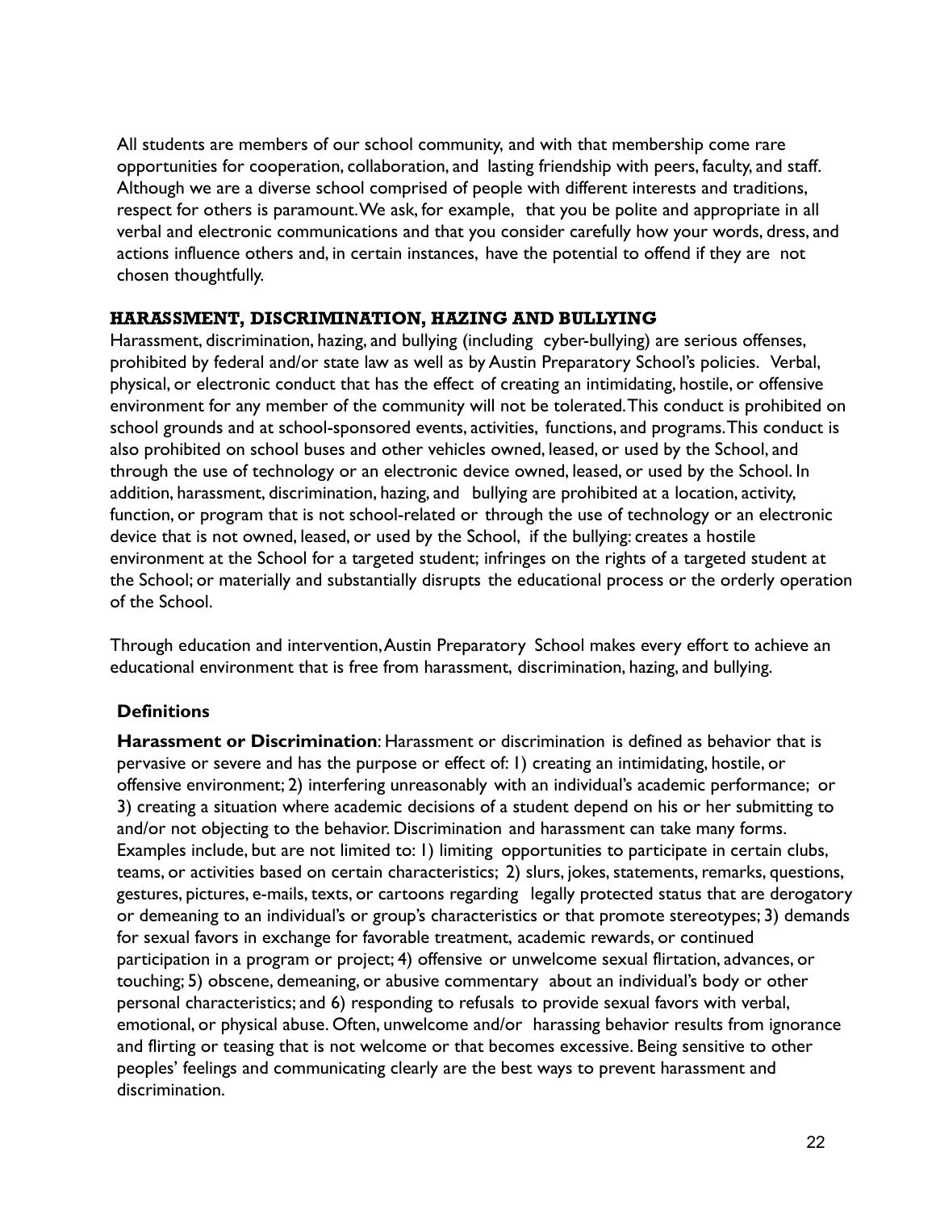All students are members of our school community, and with that membership come rare opportunities for cooperation, collaboration, and lasting friendship with peers, faculty, and staff. Although we are a diverse school comprised of people with different interests and traditions, respect for others is paramount. We ask, for example, that you be polite and appropriate in all verbal and electronic communications and that you consider carefully how your words, dress, and actions influence others and, in certain instances, have the potential to offend if they are not chosen thoughtfully.

## HARASSMENT, DISCRIMINATION, HAZING AND BULLYING

Harassment, discrimination, hazing, and bullying (including cyber-bullying) are serious offenses, prohibited by federal and/or state law as well as by Austin Preparatory School's policies. Verbal, physical, or electronic conduct that has the effect of creating an intimidating, hostile, or offensive environment for any member of the community will not be tolerated. This conduct is prohibited on school grounds and at school-sponsored events, activities, functions, and programs. This conduct is also prohibited on school buses and other vehicles owned, leased, or used by the School, and through the use of technology or an electronic device owned, leased, or used by the School. In addition, harassment, discrimination, hazing, and bullying are prohibited at a location, activity, function, or program that is not school-related or through the use of technology or an electronic device that is not owned, leased, or used by the School, if the bullying: creates a hostile environment at the School for a targeted student; infringes on the rights of a targeted student at the School; or materially and substantially disrupts the educational process or the orderly operation of the School.

Through education and intervention, Austin Preparatory School makes every effort to achieve an educational environment that is free from harassment, discrimination, hazing, and bullying.

### Definitions

**Harassment or Discrimination**: Harassment or discrimination is defined as behavior that is pervasive or severe and has the purpose or effect of: 1) creating an intimidating, hostile, or offensive environment; 2) interfering unreasonably with an individual's academic performance; or 3) creating a situation where academic decisions of a student depend on his or her submitting to and/or not objecting to the behavior. Discrimination and harassment can take many forms. Examples include, but are not limited to: 1) limiting opportunities to participate in certain clubs, teams, or activities based on certain characteristics; 2) slurs, jokes, statements, remarks, questions, gestures, pictures, e-mails, texts, or cartoons regarding legally protected status that are derogatory or demeaning to an individual's or group's characteristics or that promote stereotypes; 3) demands for sexual favors in exchange for favorable treatment, academic rewards, or continued participation in a program or project; 4) offensive or unwelcome sexual flirtation, advances, or touching; 5) obscene, demeaning, or abusive commentary about an individual's body or other personal characteristics; and 6) responding to refusals to provide sexual favors with verbal, emotional, or physical abuse. Often, unwelcome and/or harassing behavior results from ignorance and flirting or teasing that is not welcome or that becomes excessive. Being sensitive to other peoples' feelings and communicating clearly are the best ways to prevent harassment and discrimination.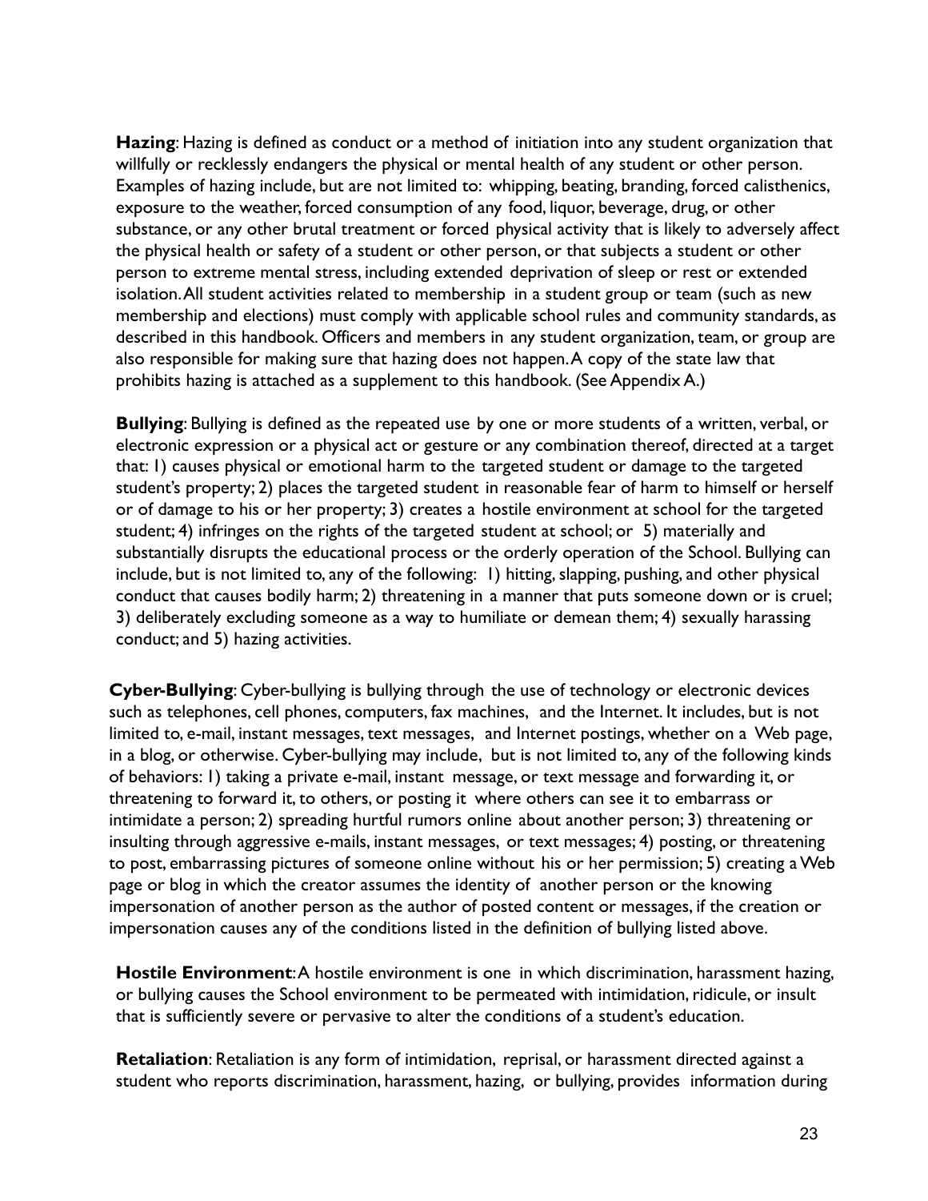**Hazing**: Hazing is defined as conduct or a method of initiation into any student organization that willfully or recklessly endangers the physical or mental health of any student or other person. Examples of hazing include, but are not limited to: whipping, beating, branding, forced calisthenics, exposure to the weather, forced consumption of any food, liquor, beverage, drug, or other substance, or any other brutal treatment or forced physical activity that is likely to adversely affect the physical health or safety of a student or other person, or that subjects a student or other person to extreme mental stress, including extended deprivation of sleep or rest or extended isolation. All student activities related to membership in a student group or team (such as new membership and elections) must comply with applicable school rules and community standards, as described in this handbook. Officers and members in any student organization, team, or group are also responsible for making sure that hazing does not happen. A copy of the state law that prohibits hazing is attached as a supplement to this handbook. (See Appendix A.)

**Bullying**: Bullying is defined as the repeated use by one or more students of a written, verbal, or electronic expression or a physical act or gesture or any combination thereof, directed at a target that: 1) causes physical or emotional harm to the targeted student or damage to the targeted student's property; 2) places the targeted student in reasonable fear of harm to himself or herself or of damage to his or her property; 3) creates a hostile environment at school for the targeted student; 4) infringes on the rights of the targeted student at school; or 5) materially and substantially disrupts the educational process or the orderly operation of the School. Bullying can include, but is not limited to, any of the following: 1) hitting, slapping, pushing, and other physical conduct that causes bodily harm; 2) threatening in a manner that puts someone down or is cruel; 3) deliberately excluding someone as a way to humiliate or demean them; 4) sexually harassing conduct; and 5) hazing activities.

**Cyber-Bullying**: Cyber-bullying is bullying through the use of technology or electronic devices such as telephones, cell phones, computers, fax machines, and the Internet. It includes, but is not limited to, e-mail, instant messages, text messages, and Internet postings, whether on a Web page, in a blog, or otherwise. Cyber-bullying may include, but is not limited to, any of the following kinds of behaviors: 1) taking a private e-mail, instant message, or text message and forwarding it, or threatening to forward it, to others, or posting it where others can see it to embarrass or intimidate a person; 2) spreading hurtful rumors online about another person; 3) threatening or insulting through aggressive e-mails, instant messages, or text messages; 4) posting, or threatening to post, embarrassing pictures of someone online without his or her permission; 5) creating a Web page or blog in which the creator assumes the identity of another person or the knowing impersonation of another person as the author of posted content or messages, if the creation or impersonation causes any of the conditions listed in the definition of bullying listed above.

**Hostile Environment**: A hostile environment is one in which discrimination, harassment hazing, or bullying causes the School environment to be permeated with intimidation, ridicule, or insult that is sufficiently severe or pervasive to alter the conditions of a student's education.

**Retaliation**: Retaliation is any form of intimidation, reprisal, or harassment directed against a student who reports discrimination, harassment, hazing, or bullying, provides information during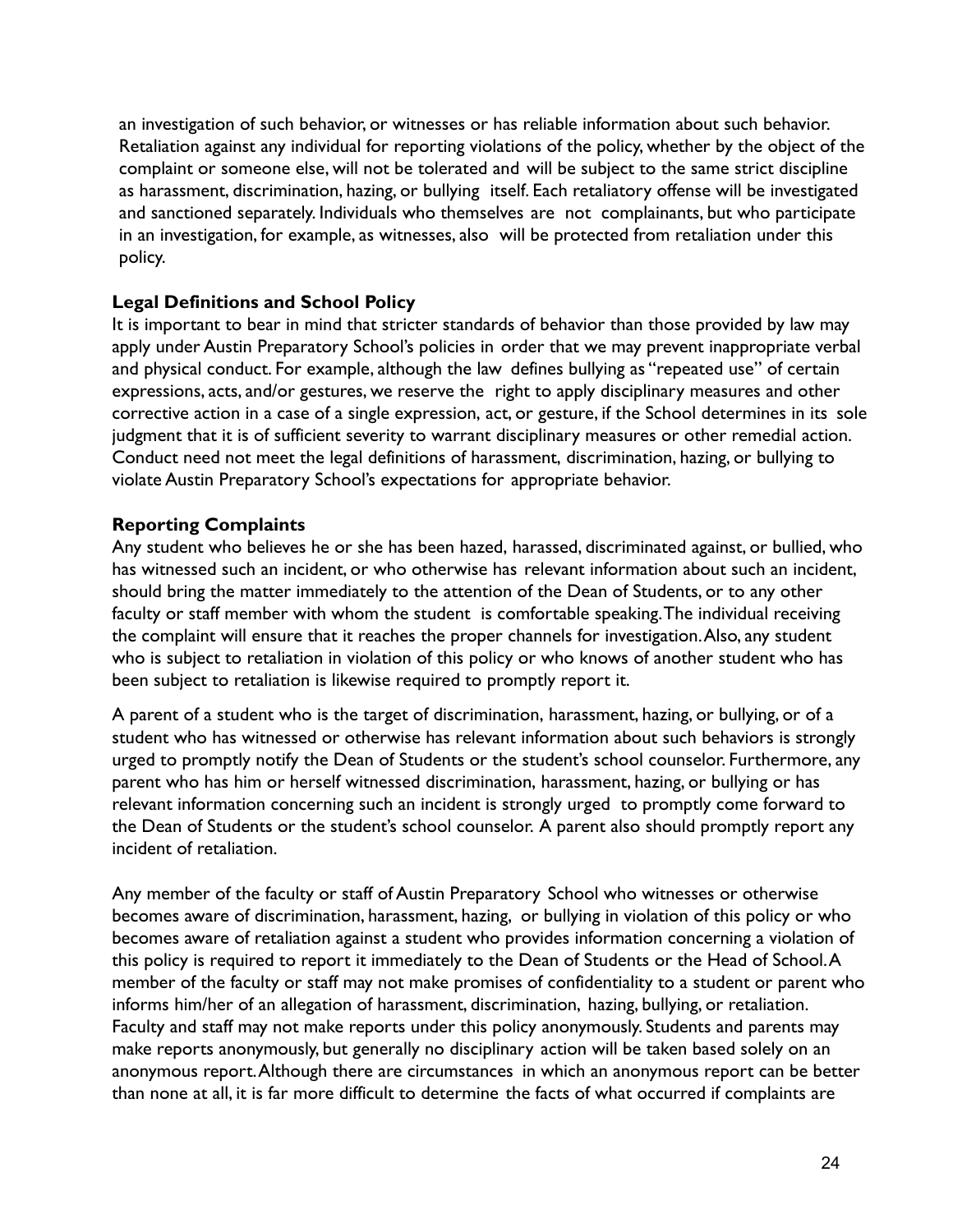an investigation of such behavior, or witnesses or has reliable information about such behavior. Retaliation against any individual for reporting violations of the policy, whether by the object of the complaint or someone else, will not be tolerated and will be subject to the same strict discipline as harassment, discrimination, hazing, or bullying itself. Each retaliatory offense will be investigated and sanctioned separately. Individuals who themselves are not complainants, but who participate in an investigation, for example, as witnesses, also will be protected from retaliation under this policy.

### Legal Definitions and School Policy

It is important to bear in mind that stricter standards of behavior than those provided by law may apply under Austin Preparatory School's policies in order that we may prevent inappropriate verbal and physical conduct. For example, although the law defines bullying as "repeated use" of certain expressions, acts, and/or gestures, we reserve the right to apply disciplinary measures and other corrective action in a case of a single expression, act, or gesture, if the School determines in its sole judgment that it is of sufficient severity to warrant disciplinary measures or other remedial action. Conduct need not meet the legal definitions of harassment, discrimination, hazing, or bullying to violate Austin Preparatory School's expectations for appropriate behavior.

### Reporting Complaints

Any student who believes he or she has been hazed, harassed, discriminated against, or bullied, who has witnessed such an incident, or who otherwise has relevant information about such an incident, should bring the matter immediately to the attention of the Dean of Students, or to any other faculty or staff member with whom the student is comfortable speaking. The individual receiving the complaint will ensure that it reaches the proper channels for investigation. Also, any student who is subject to retaliation in violation of this policy or who knows of another student who has been subject to retaliation is likewise required to promptly report it.

A parent of a student who is the target of discrimination, harassment, hazing, or bullying, or of a student who has witnessed or otherwise has relevant information about such behaviors is strongly urged to promptly notify the Dean of Students or the student's school counselor. Furthermore, any parent who has him or herself witnessed discrimination, harassment, hazing, or bullying or has relevant information concerning such an incident is strongly urged to promptly come forward to the Dean of Students or the student's school counselor. A parent also should promptly report any incident of retaliation.

Any member of the faculty or staff of Austin Preparatory School who witnesses or otherwise becomes aware of discrimination, harassment, hazing, or bullying in violation of this policy or who becomes aware of retaliation against a student who provides information concerning a violation of this policy is required to report it immediately to the Dean of Students or the Head of School. A member of the faculty or staff may not make promises of confidentiality to a student or parent who informs him/her of an allegation of harassment, discrimination, hazing, bullying, or retaliation. Faculty and staff may not make reports under this policy anonymously. Students and parents may make reports anonymously, but generally no disciplinary action will be taken based solely on an anonymous report. Although there are circumstances in which an anonymous report can be better than none at all, it is far more difficult to determine the facts of what occurred if complaints are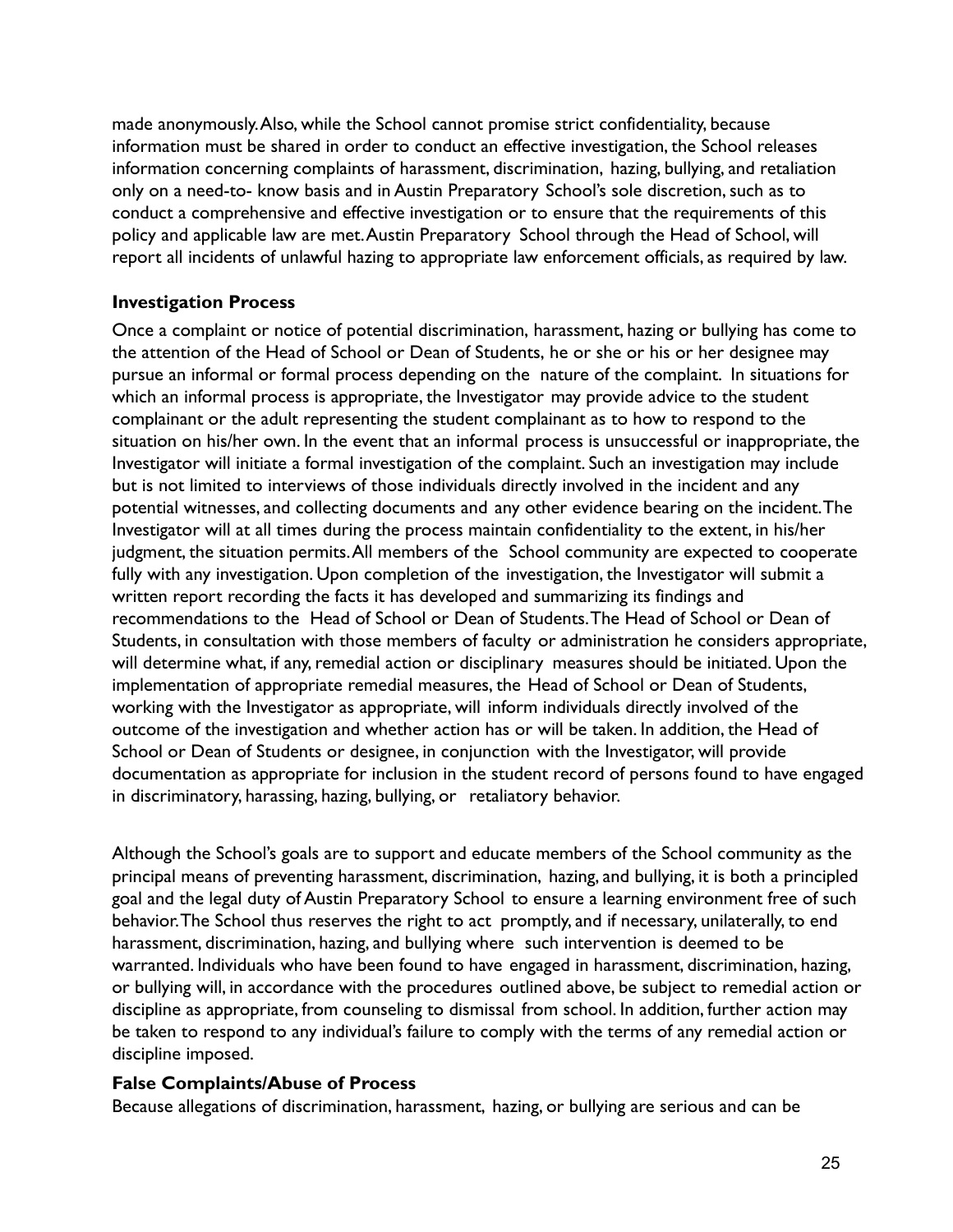made anonymously. Also, while the School cannot promise strict confidentiality, because information must be shared in order to conduct an effective investigation, the School releases information concerning complaints of harassment, discrimination, hazing, bullying, and retaliation only on a need-to- know basis and in Austin Preparatory School's sole discretion, such as to conduct a comprehensive and effective investigation or to ensure that the requirements of this policy and applicable law are met. Austin Preparatory School through the Head of School, will report all incidents of unlawful hazing to appropriate law enforcement officials, as required by law.

### Investigation Process

Once a complaint or notice of potential discrimination, harassment, hazing or bullying has come to the attention of the Head of School or Dean of Students, he or she or his or her designee may pursue an informal or formal process depending on the nature of the complaint. In situations for which an informal process is appropriate, the Investigator may provide advice to the student complainant or the adult representing the student complainant as to how to respond to the situation on his/her own. In the event that an informal process is unsuccessful or inappropriate, the Investigator will initiate a formal investigation of the complaint. Such an investigation may include but is not limited to interviews of those individuals directly involved in the incident and any potential witnesses, and collecting documents and any other evidence bearing on the incident. The Investigator will at all times during the process maintain confidentiality to the extent, in his/her judgment, the situation permits. All members of the School community are expected to cooperate fully with any investigation. Upon completion of the investigation, the Investigator will submit a written report recording the facts it has developed and summarizing its findings and recommendations to the Head of School or Dean of Students. The Head of School or Dean of Students, in consultation with those members of faculty or administration he considers appropriate, will determine what, if any, remedial action or disciplinary measures should be initiated. Upon the implementation of appropriate remedial measures, the Head of School or Dean of Students, working with the Investigator as appropriate, will inform individuals directly involved of the outcome of the investigation and whether action has or will be taken. In addition, the Head of School or Dean of Students or designee, in conjunction with the Investigator, will provide documentation as appropriate for inclusion in the student record of persons found to have engaged in discriminatory, harassing, hazing, bullying, or retaliatory behavior.

Although the School's goals are to support and educate members of the School community as the principal means of preventing harassment, discrimination, hazing, and bullying, it is both a principled goal and the legal duty of Austin Preparatory School to ensure a learning environment free of such behavior. The School thus reserves the right to act promptly, and if necessary, unilaterally, to end harassment, discrimination, hazing, and bullying where such intervention is deemed to be warranted. Individuals who have been found to have engaged in harassment, discrimination, hazing, or bullying will, in accordance with the procedures outlined above, be subject to remedial action or discipline as appropriate, from counseling to dismissal from school. In addition, further action may be taken to respond to any individual's failure to comply with the terms of any remedial action or discipline imposed.

### False Complaints/Abuse of Process

Because allegations of discrimination, harassment, hazing, or bullying are serious and can be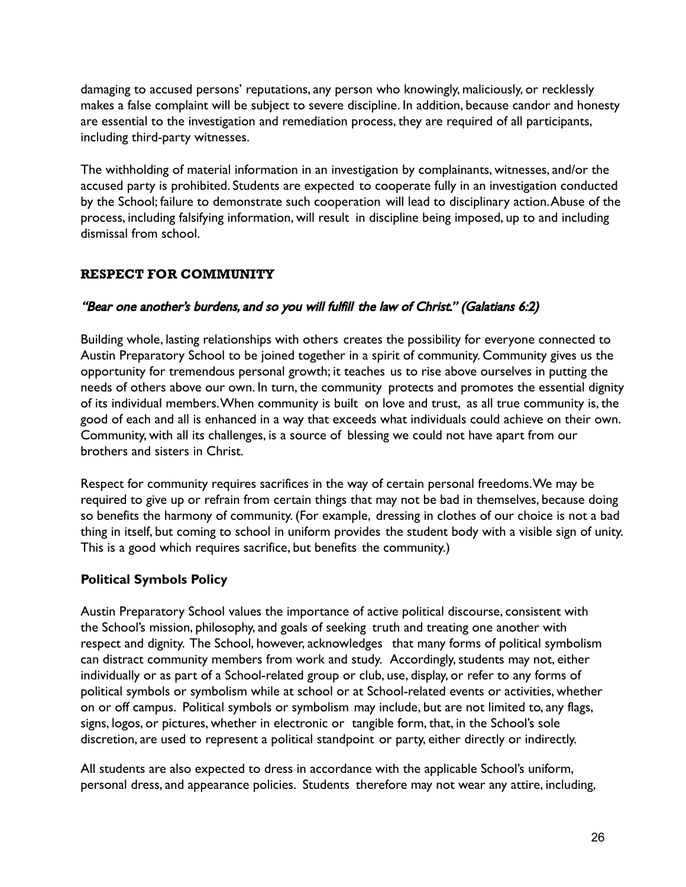damaging to accused persons' reputations, any person who knowingly, maliciously, or recklessly makes a false complaint will be subject to severe discipline. In addition, because candor and honesty are essential to the investigation and remediation process, they are required of all participants, including third-party witnesses.

The withholding of material information in an investigation by complainants, witnesses, and/or the accused party is prohibited. Students are expected to cooperate fully in an investigation conducted by the School; failure to demonstrate such cooperation will lead to disciplinary action. Abuse of the process, including falsifying information, will result in discipline being imposed, up to and including dismissal from school.

## RESPECT FOR COMMUNITY

### *"Bear one another's burdens, and so you will fulfill the law of Christ." (Galatians 6:2)*

Building whole, lasting relationships with others creates the possibility for everyone connected to Austin Preparatory School to be joined together in a spirit of community. Community gives us the opportunity for tremendous personal growth; it teaches us to rise above ourselves in putting the needs of others above our own. In turn, the community protects and promotes the essential dignity of its individual members. When community is built on love and trust, as all true community is, the good of each and all is enhanced in a way that exceeds what individuals could achieve on their own. Community, with all its challenges, is a source of blessing we could not have apart from our brothers and sisters in Christ.

Respect for community requires sacrifices in the way of certain personal freedoms. We may be required to give up or refrain from certain things that may not be bad in themselves, because doing so benefits the harmony of community. (For example, dressing in clothes of our choice is not a bad thing in itself, but coming to school in uniform provides the student body with a visible sign of unity. This is a good which requires sacrifice, but benefits the community.)

### Political Symbols Policy

Austin Preparatory School values the importance of active political discourse, consistent with the School's mission, philosophy, and goals of seeking truth and treating one another with respect and dignity. The School, however, acknowledges that many forms of political symbolism can distract community members from work and study. Accordingly, students may not, either individually or as part of a School-related group or club, use, display, or refer to any forms of political symbols or symbolism while at school or at School-related events or activities, whether on or off campus. Political symbols or symbolism may include, but are not limited to, any flags, signs, logos, or pictures, whether in electronic or tangible form, that, in the School's sole discretion, are used to represent a political standpoint or party, either directly or indirectly.

All students are also expected to dress in accordance with the applicable School's uniform, personal dress, and appearance policies. Students therefore may not wear any attire, including,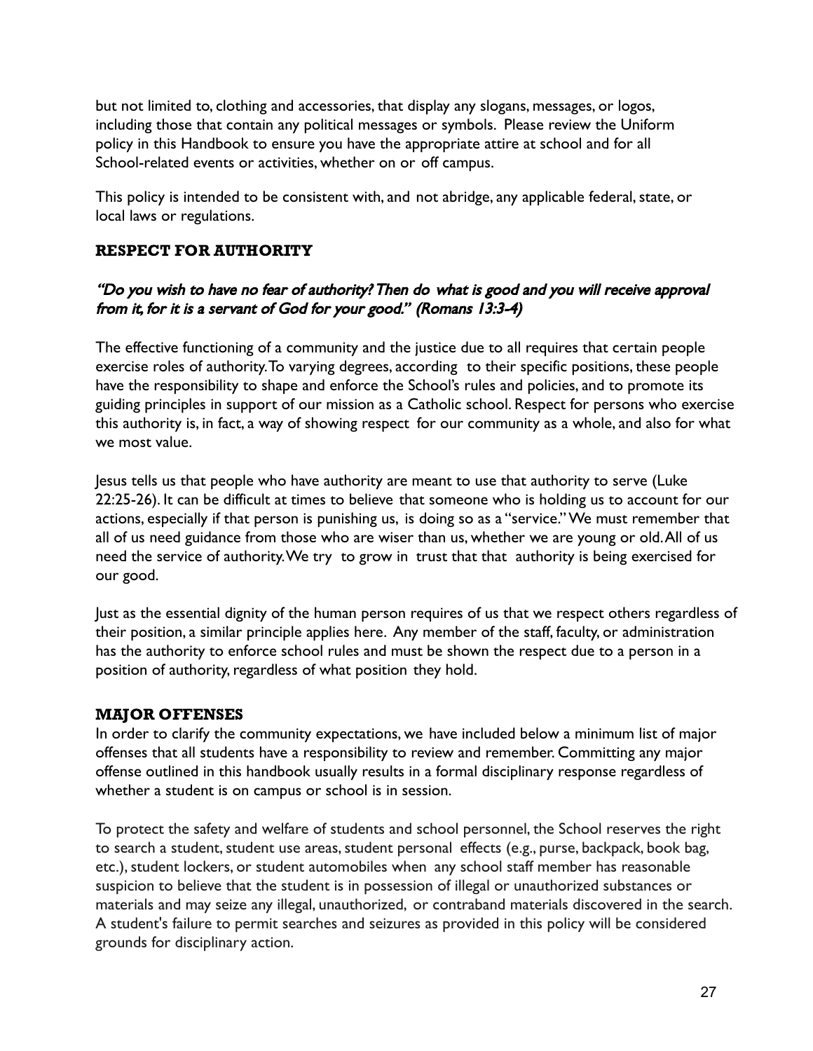but not limited to, clothing and accessories, that display any slogans, messages, or logos, including those that contain any political messages or symbols. Please review the Uniform policy in this Handbook to ensure you have the appropriate attire at school and for all School-related events or activities, whether on or off campus.

This policy is intended to be consistent with, and not abridge, any applicable federal, state, or local laws or regulations.

## RESPECT FOR AUTHORITY

***"Do you wish to have no fear of authority? Then do what is good and you will receive approval from it, for it is a servant of God for your good." (Romans 13:3-4)***

The effective functioning of a community and the justice due to all requires that certain people exercise roles of authority. To varying degrees, according to their specific positions, these people have the responsibility to shape and enforce the School's rules and policies, and to promote its guiding principles in support of our mission as a Catholic school. Respect for persons who exercise this authority is, in fact, a way of showing respect for our community as a whole, and also for what we most value.

Jesus tells us that people who have authority are meant to use that authority to serve (Luke 22:25-26). It can be difficult at times to believe that someone who is holding us to account for our actions, especially if that person is punishing us, is doing so as a "service." We must remember that all of us need guidance from those who are wiser than us, whether we are young or old. All of us need the service of authority. We try to grow in trust that that authority is being exercised for our good.

Just as the essential dignity of the human person requires of us that we respect others regardless of their position, a similar principle applies here. Any member of the staff, faculty, or administration has the authority to enforce school rules and must be shown the respect due to a person in a position of authority, regardless of what position they hold.

## MAJOR OFFENSES

In order to clarify the community expectations, we have included below a minimum list of major offenses that all students have a responsibility to review and remember. Committing any major offense outlined in this handbook usually results in a formal disciplinary response regardless of whether a student is on campus or school is in session.

To protect the safety and welfare of students and school personnel, the School reserves the right to search a student, student use areas, student personal effects (e.g., purse, backpack, book bag, etc.), student lockers, or student automobiles when any school staff member has reasonable suspicion to believe that the student is in possession of illegal or unauthorized substances or materials and may seize any illegal, unauthorized, or contraband materials discovered in the search. A student's failure to permit searches and seizures as provided in this policy will be considered grounds for disciplinary action.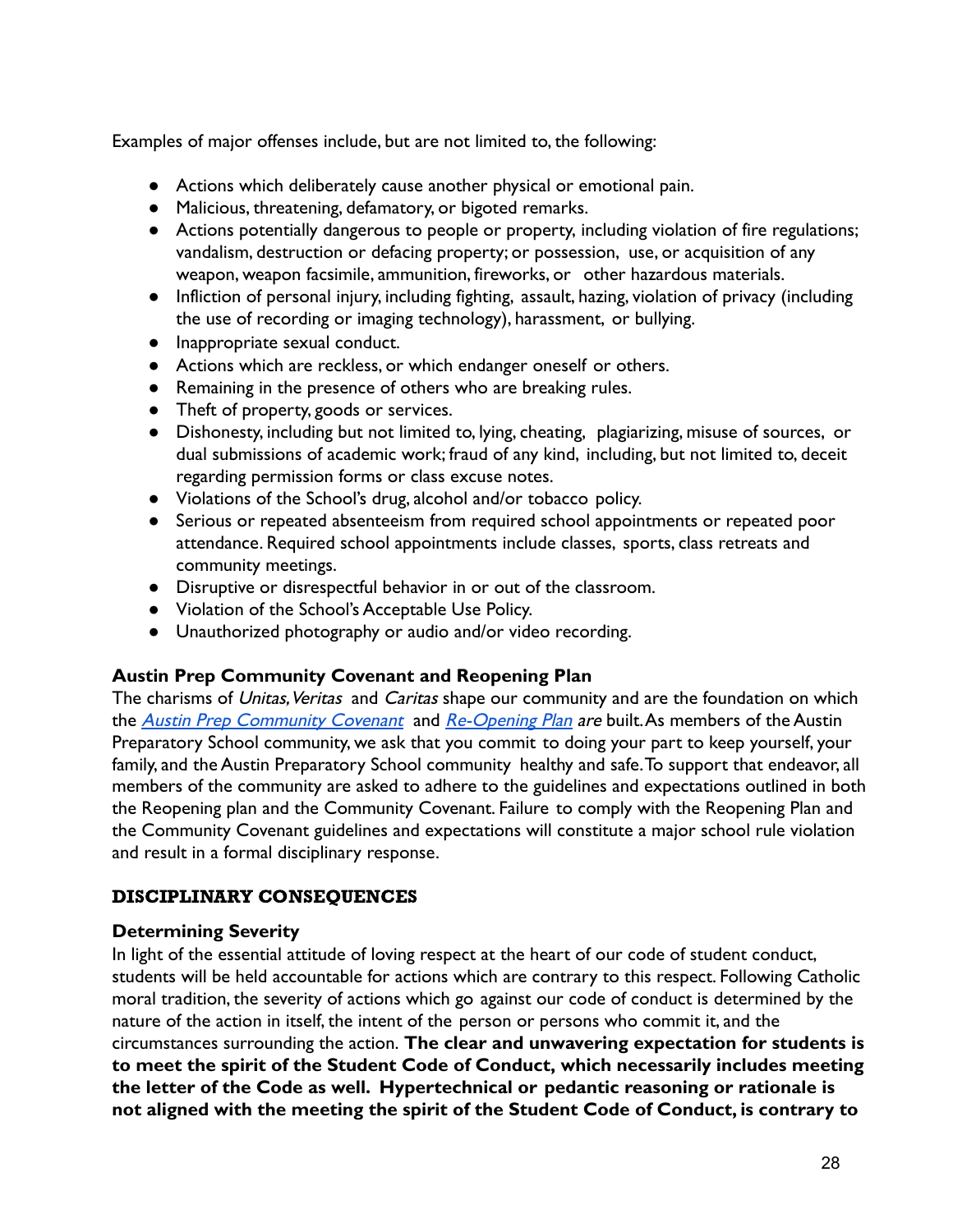Examples of major offenses include, but are not limited to, the following:

- Actions which deliberately cause another physical or emotional pain.
- Malicious, threatening, defamatory, or bigoted remarks.
- Actions potentially dangerous to people or property, including violation of fire regulations; vandalism, destruction or defacing property; or possession, use, or acquisition of any weapon, weapon facsimile, ammunition, fireworks, or other hazardous materials.
- Infliction of personal injury, including fighting, assault, hazing, violation of privacy (including the use of recording or imaging technology), harassment, or bullying.
- Inappropriate sexual conduct.
- Actions which are reckless, or which endanger oneself or others.
- Remaining in the presence of others who are breaking rules.
- Theft of property, goods or services.
- Dishonesty, including but not limited to, lying, cheating, plagiarizing, misuse of sources, or dual submissions of academic work; fraud of any kind, including, but not limited to, deceit regarding permission forms or class excuse notes.
- Violations of the School's drug, alcohol and/or tobacco policy.
- Serious or repeated absenteeism from required school appointments or repeated poor attendance. Required school appointments include classes, sports, class retreats and community meetings.
- Disruptive or disrespectful behavior in or out of the classroom.
- Violation of the School's Acceptable Use Policy.
- Unauthorized photography or audio and/or video recording.

### Austin Prep Community Covenant and Reopening Plan

The charisms of *Unitas, Veritas* and *Caritas* shape our community and are the foundation on which the *Austin Prep Community Covenant* and *Re-Opening Plan* ***are*** built. As members of the Austin Preparatory School community, we ask that you commit to doing your part to keep yourself, your family, and the Austin Preparatory School community healthy and safe. To support that endeavor, all members of the community are asked to adhere to the guidelines and expectations outlined in both the Reopening plan and the Community Covenant. Failure to comply with the Reopening Plan and the Community Covenant guidelines and expectations will constitute a major school rule violation and result in a formal disciplinary response.

## DISCIPLINARY CONSEQUENCES

### Determining Severity

In light of the essential attitude of loving respect at the heart of our code of student conduct, students will be held accountable for actions which are contrary to this respect. Following Catholic moral tradition, the severity of actions which go against our code of conduct is determined by the nature of the action in itself, the intent of the person or persons who commit it, and the circumstances surrounding the action. **The clear and unwavering expectation for students is to meet the spirit of the Student Code of Conduct, which necessarily includes meeting the letter of the Code as well. Hypertechnical or pedantic reasoning or rationale is not aligned with the meeting the spirit of the Student Code of Conduct, is contrary to**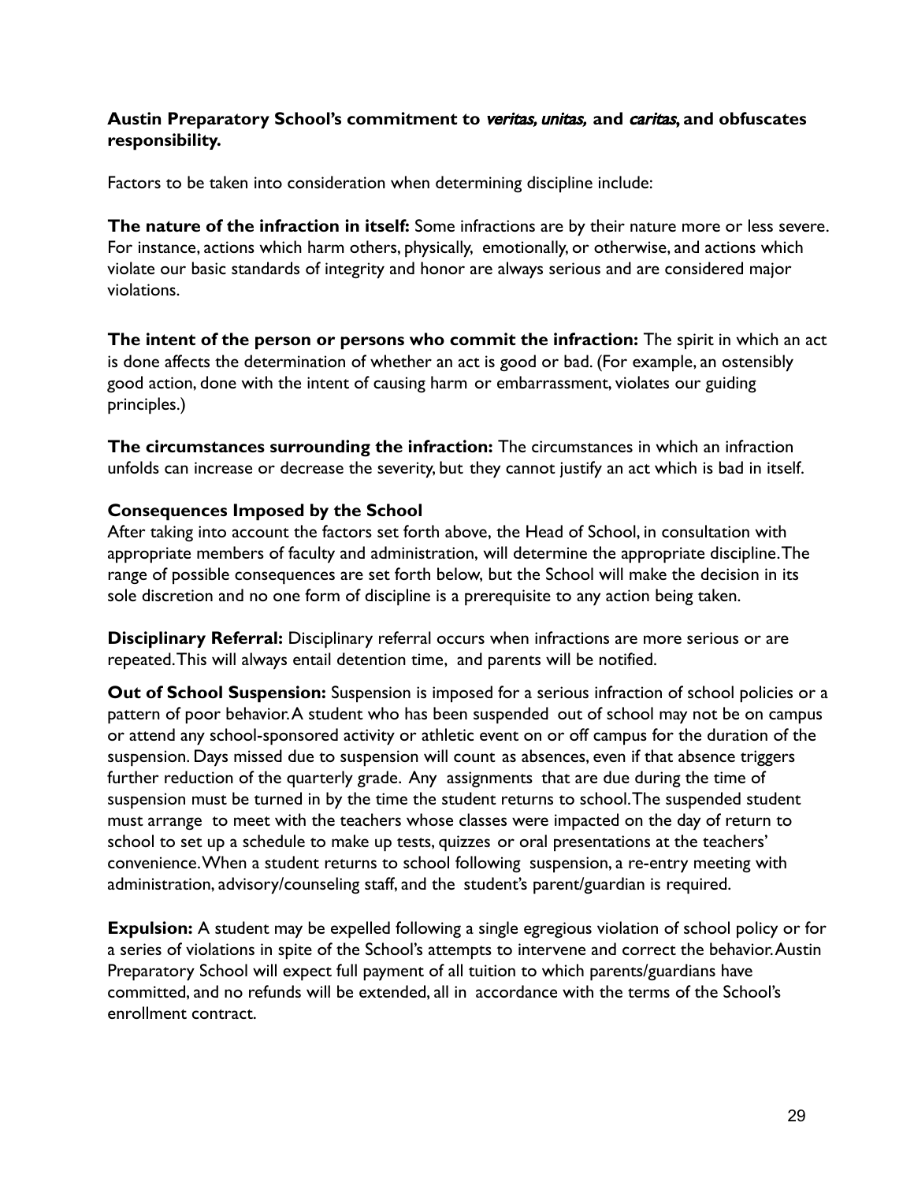**Austin Preparatory School's commitment to *veritas, unitas,* and *caritas*, and obfuscates responsibility.**

Factors to be taken into consideration when determining discipline include:

**The nature of the infraction in itself:** Some infractions are by their nature more or less severe. For instance, actions which harm others, physically, emotionally, or otherwise, and actions which violate our basic standards of integrity and honor are always serious and are considered major violations.

**The intent of the person or persons who commit the infraction:** The spirit in which an act is done affects the determination of whether an act is good or bad. (For example, an ostensibly good action, done with the intent of causing harm or embarrassment, violates our guiding principles.)

**The circumstances surrounding the infraction:** The circumstances in which an infraction unfolds can increase or decrease the severity, but they cannot justify an act which is bad in itself.

**Consequences Imposed by the School**

After taking into account the factors set forth above, the Head of School, in consultation with appropriate members of faculty and administration, will determine the appropriate discipline. The range of possible consequences are set forth below, but the School will make the decision in its sole discretion and no one form of discipline is a prerequisite to any action being taken.

**Disciplinary Referral:** Disciplinary referral occurs when infractions are more serious or are repeated. This will always entail detention time, and parents will be notified.

**Out of School Suspension:** Suspension is imposed for a serious infraction of school policies or a pattern of poor behavior. A student who has been suspended out of school may not be on campus or attend any school-sponsored activity or athletic event on or off campus for the duration of the suspension. Days missed due to suspension will count as absences, even if that absence triggers further reduction of the quarterly grade. Any assignments that are due during the time of suspension must be turned in by the time the student returns to school. The suspended student must arrange to meet with the teachers whose classes were impacted on the day of return to school to set up a schedule to make up tests, quizzes or oral presentations at the teachers' convenience. When a student returns to school following suspension, a re-entry meeting with administration, advisory/counseling staff, and the student's parent/guardian is required.

**Expulsion:** A student may be expelled following a single egregious violation of school policy or for a series of violations in spite of the School's attempts to intervene and correct the behavior. Austin Preparatory School will expect full payment of all tuition to which parents/guardians have committed, and no refunds will be extended, all in accordance with the terms of the School's enrollment contract.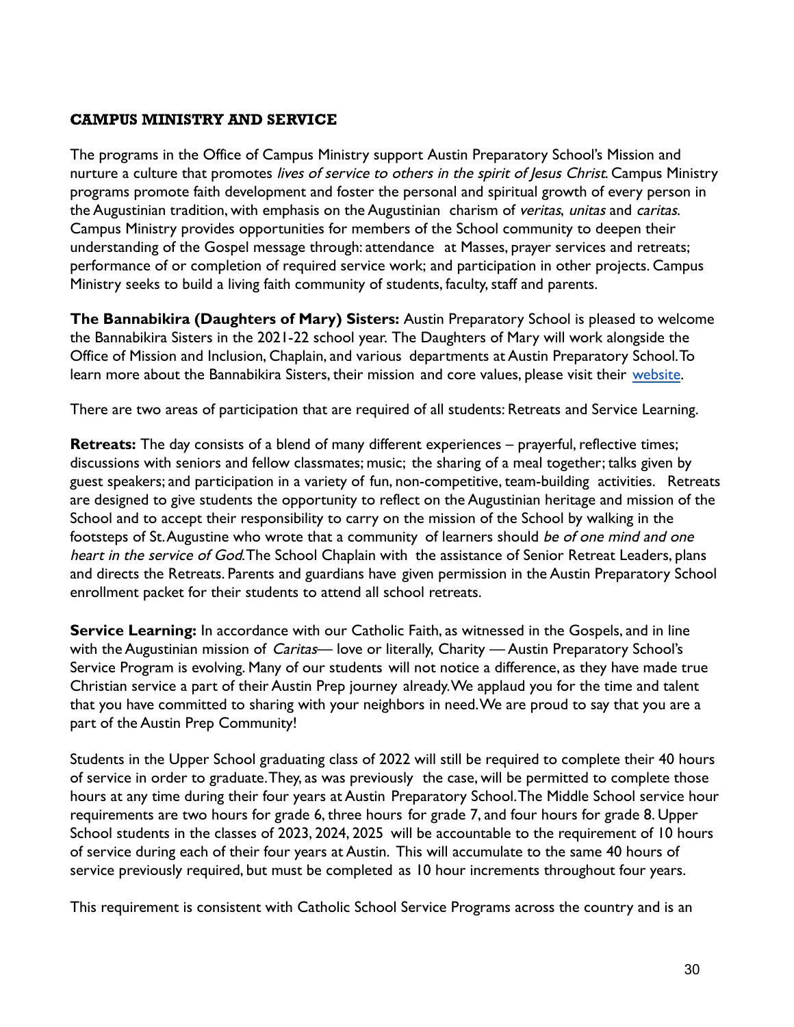## CAMPUS MINISTRY AND SERVICE

The programs in the Office of Campus Ministry support Austin Preparatory School's Mission and nurture a culture that promotes *lives of service to others in the spirit of Jesus Christ*. Campus Ministry programs promote faith development and foster the personal and spiritual growth of every person in the Augustinian tradition, with emphasis on the Augustinian charism of *veritas*, *unitas* and *caritas*. Campus Ministry provides opportunities for members of the School community to deepen their understanding of the Gospel message through: attendance at Masses, prayer services and retreats; performance of or completion of required service work; and participation in other projects. Campus Ministry seeks to build a living faith community of students, faculty, staff and parents.

**The Bannabikira (Daughters of Mary) Sisters:** Austin Preparatory School is pleased to welcome the Bannabikira Sisters in the 2021-22 school year. The Daughters of Mary will work alongside the Office of Mission and Inclusion, Chaplain, and various departments at Austin Preparatory School. To learn more about the Bannabikira Sisters, their mission and core values, please visit their website.

There are two areas of participation that are required of all students: Retreats and Service Learning.

**Retreats:** The day consists of a blend of many different experiences – prayerful, reflective times; discussions with seniors and fellow classmates; music; the sharing of a meal together; talks given by guest speakers; and participation in a variety of fun, non-competitive, team-building activities. Retreats are designed to give students the opportunity to reflect on the Augustinian heritage and mission of the School and to accept their responsibility to carry on the mission of the School by walking in the footsteps of St. Augustine who wrote that a community of learners should *be of one mind and one heart in the service of God*. The School Chaplain with the assistance of Senior Retreat Leaders, plans and directs the Retreats. Parents and guardians have given permission in the Austin Preparatory School enrollment packet for their students to attend all school retreats.

**Service Learning:** In accordance with our Catholic Faith, as witnessed in the Gospels, and in line with the Augustinian mission of *Caritas*— love or literally, Charity — Austin Preparatory School's Service Program is evolving. Many of our students will not notice a difference, as they have made true Christian service a part of their Austin Prep journey already. We applaud you for the time and talent that you have committed to sharing with your neighbors in need. We are proud to say that you are a part of the Austin Prep Community!

Students in the Upper School graduating class of 2022 will still be required to complete their 40 hours of service in order to graduate. They, as was previously the case, will be permitted to complete those hours at any time during their four years at Austin Preparatory School. The Middle School service hour requirements are two hours for grade 6, three hours for grade 7, and four hours for grade 8. Upper School students in the classes of 2023, 2024, 2025 will be accountable to the requirement of 10 hours of service during each of their four years at Austin. This will accumulate to the same 40 hours of service previously required, but must be completed as 10 hour increments throughout four years.

This requirement is consistent with Catholic School Service Programs across the country and is an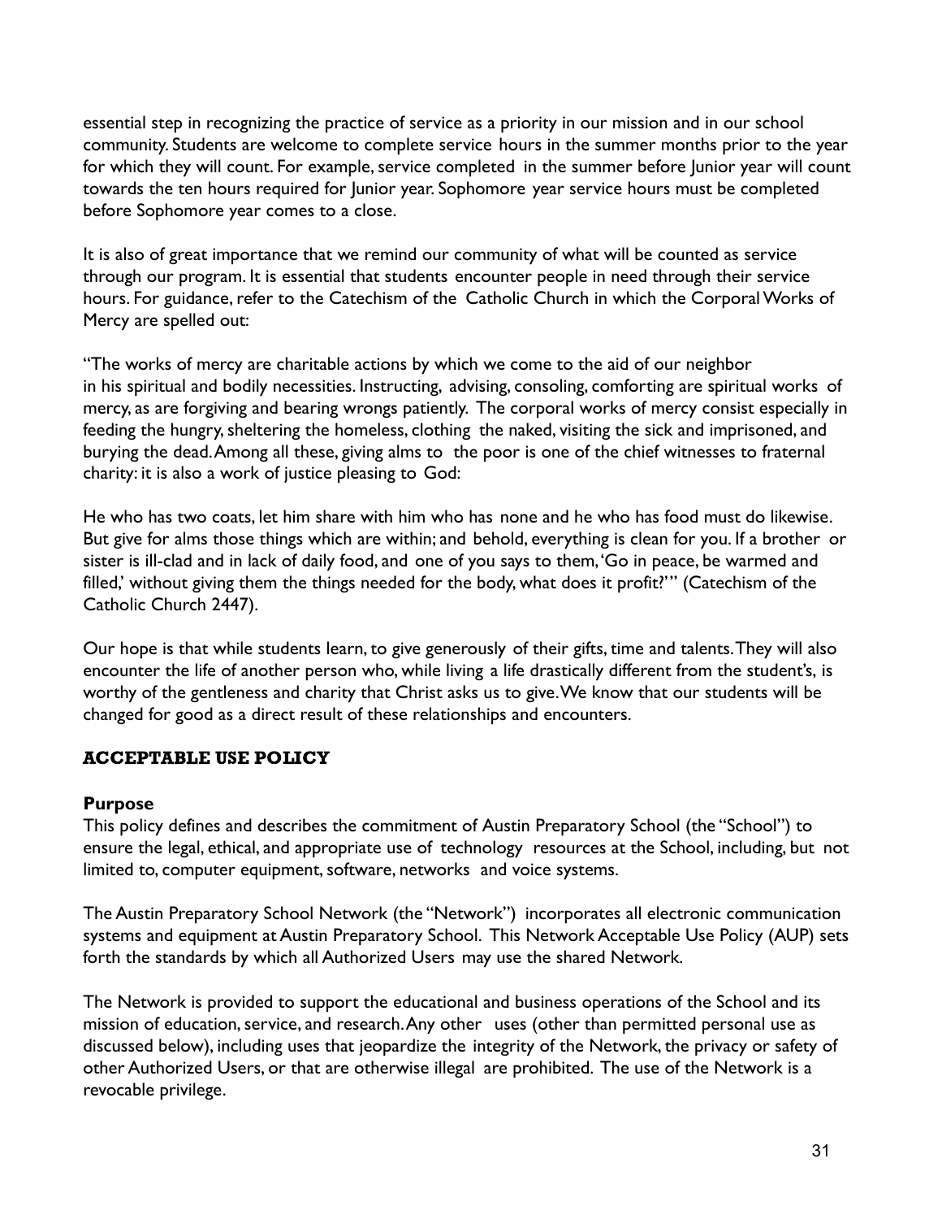essential step in recognizing the practice of service as a priority in our mission and in our school community. Students are welcome to complete service hours in the summer months prior to the year for which they will count. For example, service completed in the summer before Junior year will count towards the ten hours required for Junior year. Sophomore year service hours must be completed before Sophomore year comes to a close.

It is also of great importance that we remind our community of what will be counted as service through our program. It is essential that students encounter people in need through their service hours. For guidance, refer to the Catechism of the Catholic Church in which the Corporal Works of Mercy are spelled out:

"The works of mercy are charitable actions by which we come to the aid of our neighbor in his spiritual and bodily necessities. Instructing, advising, consoling, comforting are spiritual works of mercy, as are forgiving and bearing wrongs patiently. The corporal works of mercy consist especially in feeding the hungry, sheltering the homeless, clothing the naked, visiting the sick and imprisoned, and burying the dead. Among all these, giving alms to the poor is one of the chief witnesses to fraternal charity: it is also a work of justice pleasing to God:

He who has two coats, let him share with him who has none and he who has food must do likewise. But give for alms those things which are within; and behold, everything is clean for you. If a brother or sister is ill-clad and in lack of daily food, and one of you says to them, 'Go in peace, be warmed and filled,' without giving them the things needed for the body, what does it profit?'" (Catechism of the Catholic Church 2447).

Our hope is that while students learn, to give generously of their gifts, time and talents. They will also encounter the life of another person who, while living a life drastically different from the student's, is worthy of the gentleness and charity that Christ asks us to give. We know that our students will be changed for good as a direct result of these relationships and encounters.

## ACCEPTABLE USE POLICY

**Purpose**

This policy defines and describes the commitment of Austin Preparatory School (the "School") to ensure the legal, ethical, and appropriate use of technology resources at the School, including, but not limited to, computer equipment, software, networks and voice systems.

The Austin Preparatory School Network (the "Network") incorporates all electronic communication systems and equipment at Austin Preparatory School. This Network Acceptable Use Policy (AUP) sets forth the standards by which all Authorized Users may use the shared Network.

The Network is provided to support the educational and business operations of the School and its mission of education, service, and research. Any other uses (other than permitted personal use as discussed below), including uses that jeopardize the integrity of the Network, the privacy or safety of other Authorized Users, or that are otherwise illegal are prohibited. The use of the Network is a revocable privilege.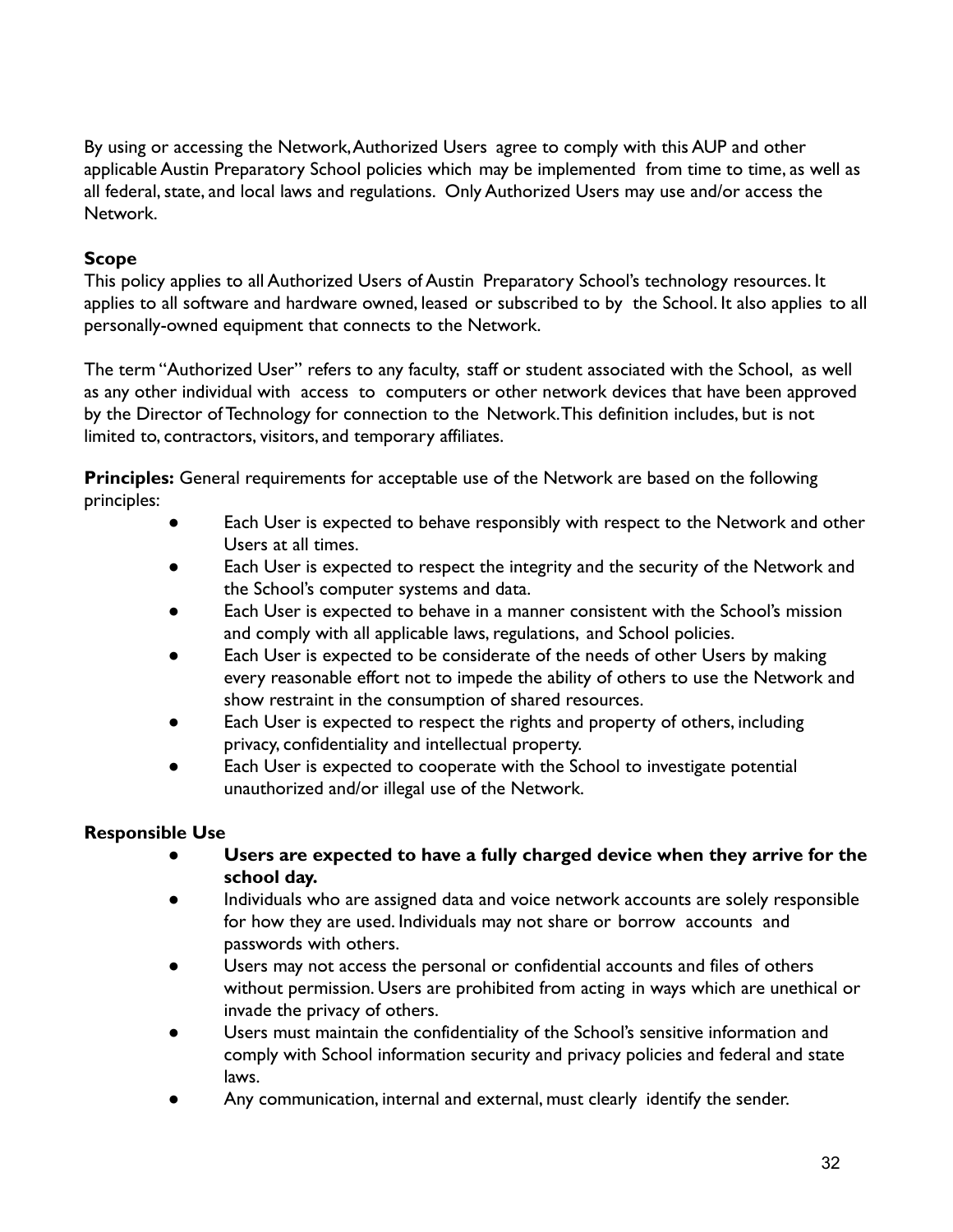By using or accessing the Network, Authorized Users agree to comply with this AUP and other applicable Austin Preparatory School policies which may be implemented from time to time, as well as all federal, state, and local laws and regulations. Only Authorized Users may use and/or access the Network.

**Scope**

This policy applies to all Authorized Users of Austin Preparatory School's technology resources. It applies to all software and hardware owned, leased or subscribed to by the School. It also applies to all personally-owned equipment that connects to the Network.

The term "Authorized User" refers to any faculty, staff or student associated with the School, as well as any other individual with access to computers or other network devices that have been approved by the Director of Technology for connection to the Network. This definition includes, but is not limited to, contractors, visitors, and temporary affiliates.

**Principles:** General requirements for acceptable use of the Network are based on the following principles:

- Each User is expected to behave responsibly with respect to the Network and other Users at all times.
- Each User is expected to respect the integrity and the security of the Network and the School's computer systems and data.
- Each User is expected to behave in a manner consistent with the School's mission and comply with all applicable laws, regulations, and School policies.
- Each User is expected to be considerate of the needs of other Users by making every reasonable effort not to impede the ability of others to use the Network and show restraint in the consumption of shared resources.
- Each User is expected to respect the rights and property of others, including privacy, confidentiality and intellectual property.
- Each User is expected to cooperate with the School to investigate potential unauthorized and/or illegal use of the Network.

**Responsible Use**

- **Users are expected to have a fully charged device when they arrive for the school day.**
- Individuals who are assigned data and voice network accounts are solely responsible for how they are used. Individuals may not share or borrow accounts and passwords with others.
- Users may not access the personal or confidential accounts and files of others without permission. Users are prohibited from acting in ways which are unethical or invade the privacy of others.
- Users must maintain the confidentiality of the School's sensitive information and comply with School information security and privacy policies and federal and state laws.
- Any communication, internal and external, must clearly identify the sender.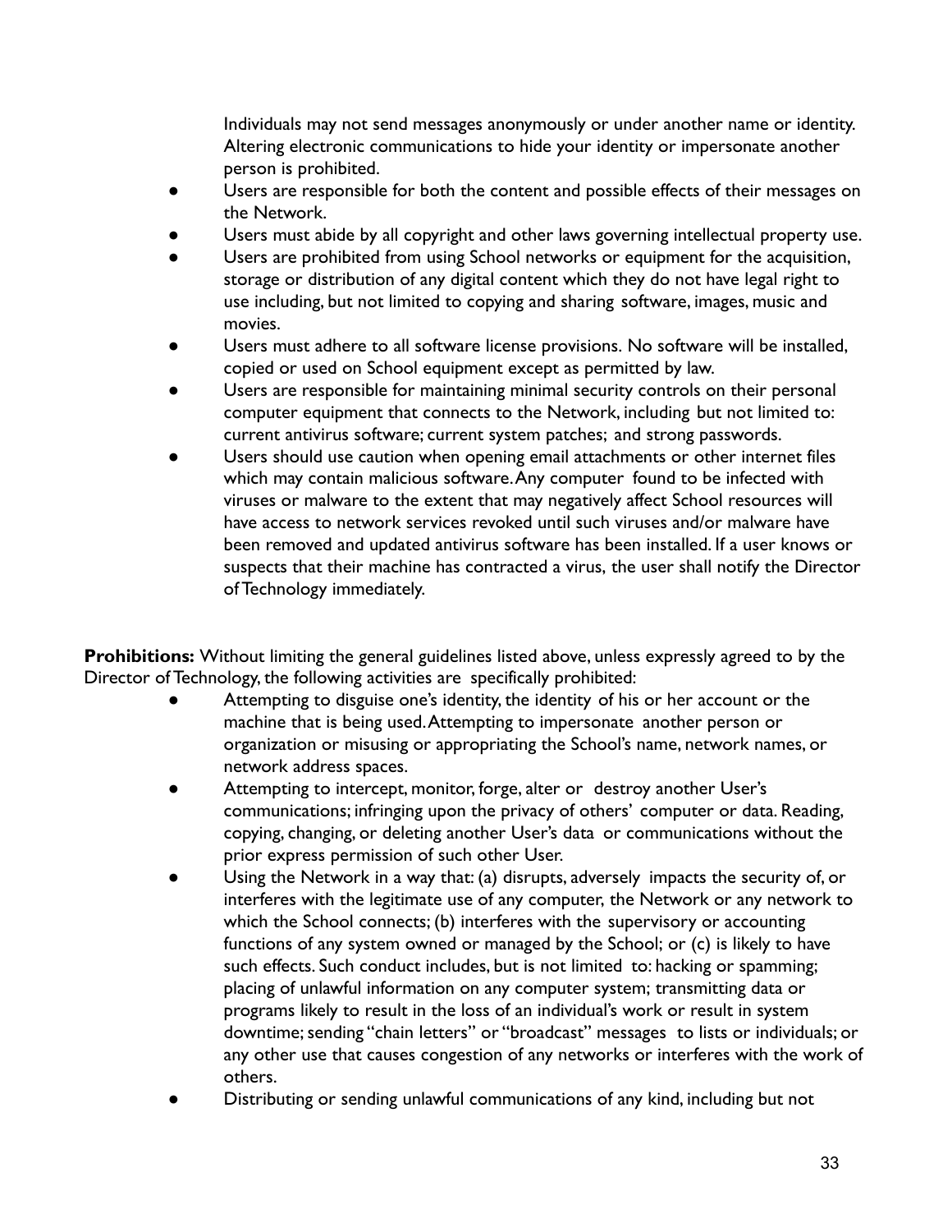Individuals may not send messages anonymously or under another name or identity. Altering electronic communications to hide your identity or impersonate another person is prohibited.

- Users are responsible for both the content and possible effects of their messages on the Network.
- Users must abide by all copyright and other laws governing intellectual property use.
- Users are prohibited from using School networks or equipment for the acquisition, storage or distribution of any digital content which they do not have legal right to use including, but not limited to copying and sharing software, images, music and movies.
- Users must adhere to all software license provisions. No software will be installed, copied or used on School equipment except as permitted by law.
- Users are responsible for maintaining minimal security controls on their personal computer equipment that connects to the Network, including but not limited to: current antivirus software; current system patches; and strong passwords.
- Users should use caution when opening email attachments or other internet files which may contain malicious software. Any computer found to be infected with viruses or malware to the extent that may negatively affect School resources will have access to network services revoked until such viruses and/or malware have been removed and updated antivirus software has been installed. If a user knows or suspects that their machine has contracted a virus, the user shall notify the Director of Technology immediately.

**Prohibitions:** Without limiting the general guidelines listed above, unless expressly agreed to by the Director of Technology, the following activities are specifically prohibited:

- Attempting to disguise one's identity, the identity of his or her account or the machine that is being used. Attempting to impersonate another person or organization or misusing or appropriating the School's name, network names, or network address spaces.
- Attempting to intercept, monitor, forge, alter or destroy another User's communications; infringing upon the privacy of others' computer or data. Reading, copying, changing, or deleting another User's data or communications without the prior express permission of such other User.
- Using the Network in a way that: (a) disrupts, adversely impacts the security of, or interferes with the legitimate use of any computer, the Network or any network to which the School connects; (b) interferes with the supervisory or accounting functions of any system owned or managed by the School; or (c) is likely to have such effects. Such conduct includes, but is not limited to: hacking or spamming; placing of unlawful information on any computer system; transmitting data or programs likely to result in the loss of an individual's work or result in system downtime; sending "chain letters" or "broadcast" messages to lists or individuals; or any other use that causes congestion of any networks or interferes with the work of others.
- Distributing or sending unlawful communications of any kind, including but not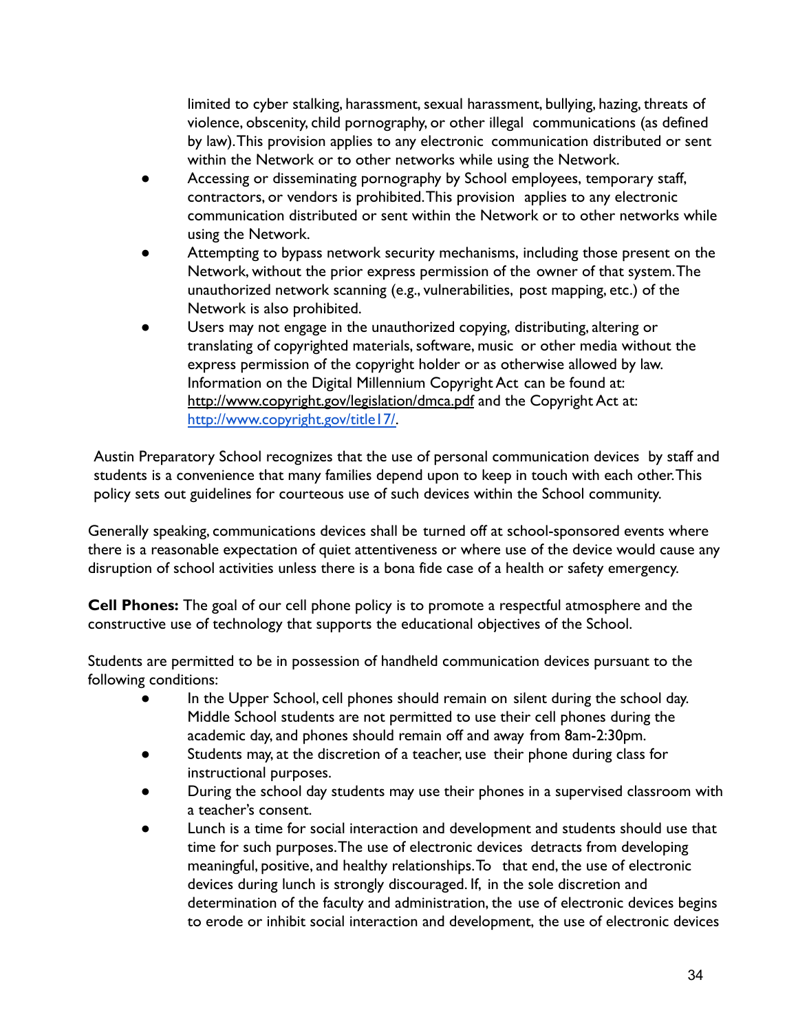limited to cyber stalking, harassment, sexual harassment, bullying, hazing, threats of violence, obscenity, child pornography, or other illegal communications (as defined by law). This provision applies to any electronic communication distributed or sent within the Network or to other networks while using the Network.

- Accessing or disseminating pornography by School employees, temporary staff, contractors, or vendors is prohibited. This provision applies to any electronic communication distributed or sent within the Network or to other networks while using the Network.
- Attempting to bypass network security mechanisms, including those present on the Network, without the prior express permission of the owner of that system. The unauthorized network scanning (e.g., vulnerabilities, post mapping, etc.) of the Network is also prohibited.
- Users may not engage in the unauthorized copying, distributing, altering or translating of copyrighted materials, software, music or other media without the express permission of the copyright holder or as otherwise allowed by law. Information on the Digital Millennium Copyright Act can be found at: http://www.copyright.gov/legislation/dmca.pdf and the Copyright Act at: http://www.copyright.gov/title17/.

Austin Preparatory School recognizes that the use of personal communication devices by staff and students is a convenience that many families depend upon to keep in touch with each other. This policy sets out guidelines for courteous use of such devices within the School community.

Generally speaking, communications devices shall be turned off at school-sponsored events where there is a reasonable expectation of quiet attentiveness or where use of the device would cause any disruption of school activities unless there is a bona fide case of a health or safety emergency.

**Cell Phones:** The goal of our cell phone policy is to promote a respectful atmosphere and the constructive use of technology that supports the educational objectives of the School.

Students are permitted to be in possession of handheld communication devices pursuant to the following conditions:

- In the Upper School, cell phones should remain on silent during the school day. Middle School students are not permitted to use their cell phones during the academic day, and phones should remain off and away from 8am-2:30pm.
- Students may, at the discretion of a teacher, use their phone during class for instructional purposes.
- During the school day students may use their phones in a supervised classroom with a teacher's consent.
- Lunch is a time for social interaction and development and students should use that time for such purposes. The use of electronic devices detracts from developing meaningful, positive, and healthy relationships. To that end, the use of electronic devices during lunch is strongly discouraged. If, in the sole discretion and determination of the faculty and administration, the use of electronic devices begins to erode or inhibit social interaction and development, the use of electronic devices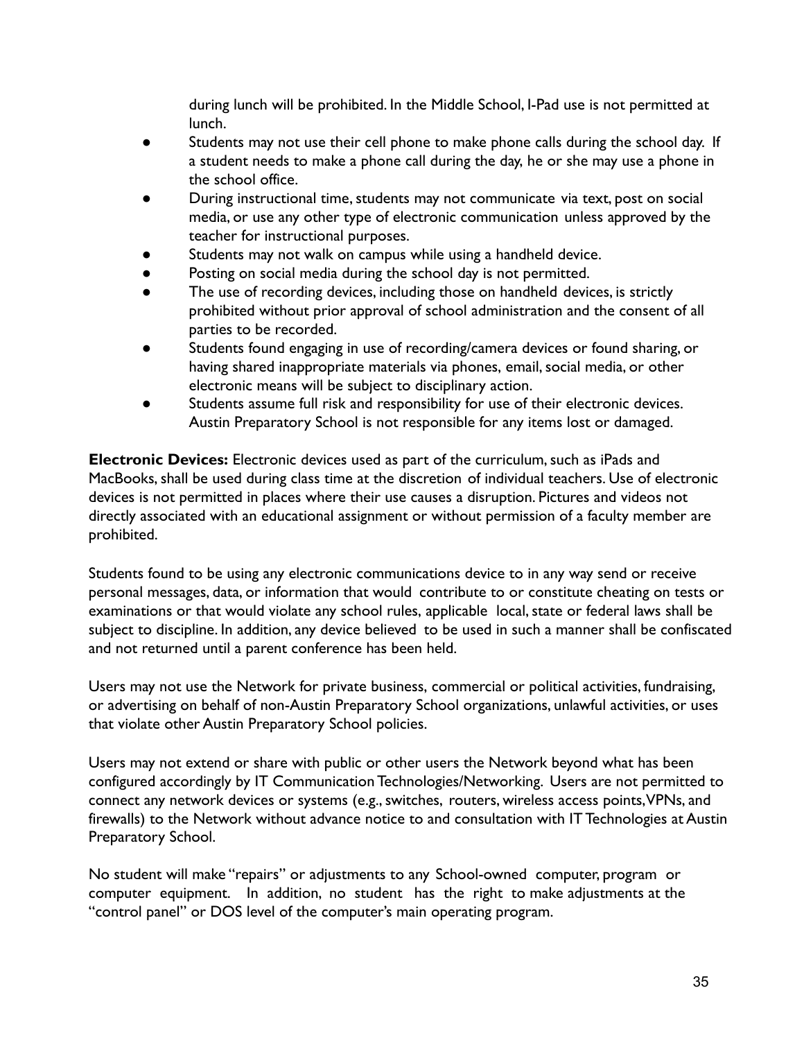during lunch will be prohibited. In the Middle School, I-Pad use is not permitted at lunch.

- Students may not use their cell phone to make phone calls during the school day. If a student needs to make a phone call during the day, he or she may use a phone in the school office.
- During instructional time, students may not communicate via text, post on social media, or use any other type of electronic communication unless approved by the teacher for instructional purposes.
- Students may not walk on campus while using a handheld device.
- Posting on social media during the school day is not permitted.
- The use of recording devices, including those on handheld devices, is strictly prohibited without prior approval of school administration and the consent of all parties to be recorded.
- Students found engaging in use of recording/camera devices or found sharing, or having shared inappropriate materials via phones, email, social media, or other electronic means will be subject to disciplinary action.
- Students assume full risk and responsibility for use of their electronic devices. Austin Preparatory School is not responsible for any items lost or damaged.

**Electronic Devices:** Electronic devices used as part of the curriculum, such as iPads and MacBooks, shall be used during class time at the discretion of individual teachers. Use of electronic devices is not permitted in places where their use causes a disruption. Pictures and videos not directly associated with an educational assignment or without permission of a faculty member are prohibited.

Students found to be using any electronic communications device to in any way send or receive personal messages, data, or information that would contribute to or constitute cheating on tests or examinations or that would violate any school rules, applicable local, state or federal laws shall be subject to discipline. In addition, any device believed to be used in such a manner shall be confiscated and not returned until a parent conference has been held.

Users may not use the Network for private business, commercial or political activities, fundraising, or advertising on behalf of non-Austin Preparatory School organizations, unlawful activities, or uses that violate other Austin Preparatory School policies.

Users may not extend or share with public or other users the Network beyond what has been configured accordingly by IT Communication Technologies/Networking. Users are not permitted to connect any network devices or systems (e.g., switches, routers, wireless access points, VPNs, and firewalls) to the Network without advance notice to and consultation with IT Technologies at Austin Preparatory School.

No student will make "repairs" or adjustments to any School-owned computer, program or computer equipment. In addition, no student has the right to make adjustments at the "control panel" or DOS level of the computer's main operating program.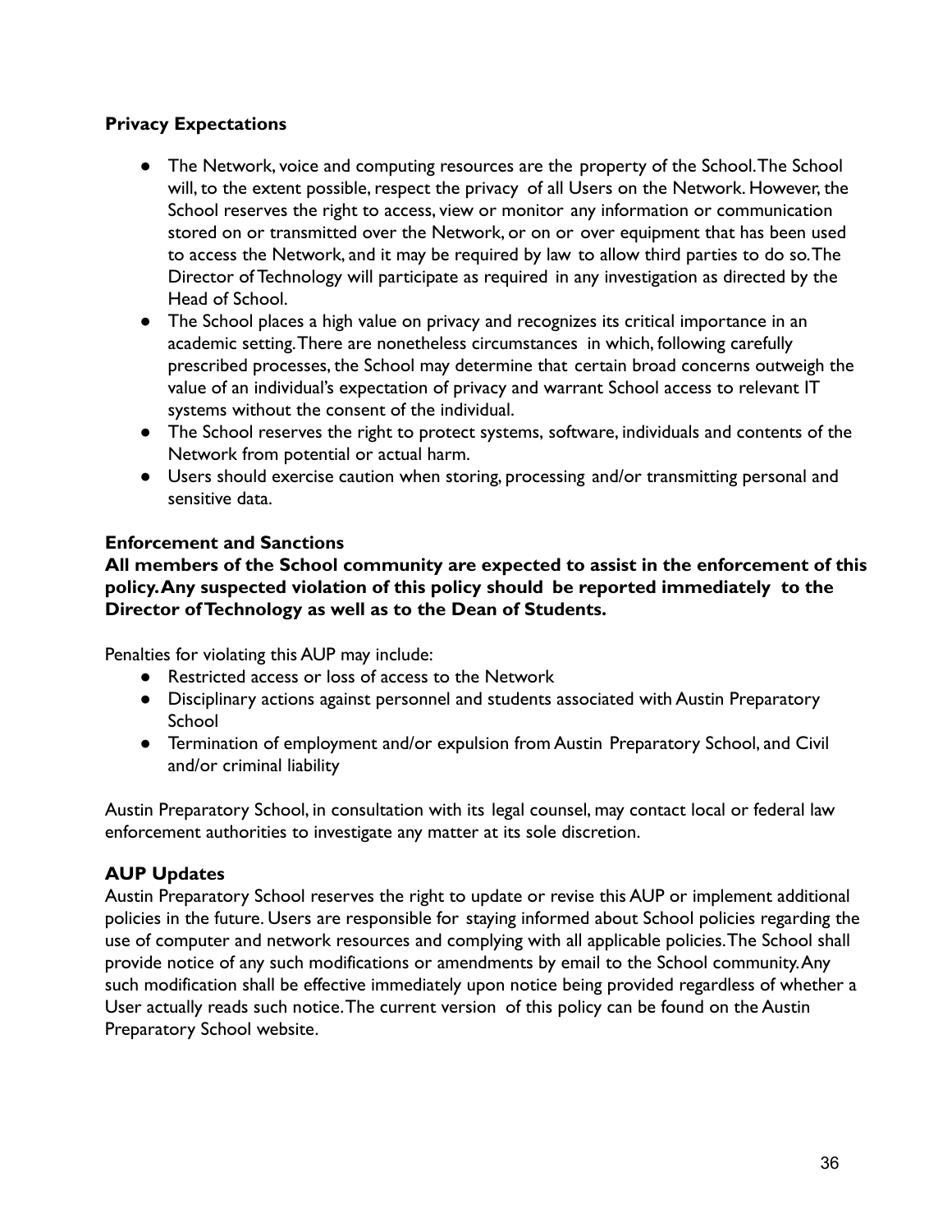**Privacy Expectations**

- The Network, voice and computing resources are the property of the School. The School will, to the extent possible, respect the privacy of all Users on the Network. However, the School reserves the right to access, view or monitor any information or communication stored on or transmitted over the Network, or on or over equipment that has been used to access the Network, and it may be required by law to allow third parties to do so. The Director of Technology will participate as required in any investigation as directed by the Head of School.
- The School places a high value on privacy and recognizes its critical importance in an academic setting. There are nonetheless circumstances in which, following carefully prescribed processes, the School may determine that certain broad concerns outweigh the value of an individual's expectation of privacy and warrant School access to relevant IT systems without the consent of the individual.
- The School reserves the right to protect systems, software, individuals and contents of the Network from potential or actual harm.
- Users should exercise caution when storing, processing and/or transmitting personal and sensitive data.

**Enforcement and Sanctions**

**All members of the School community are expected to assist in the enforcement of this policy. Any suspected violation of this policy should be reported immediately to the Director of Technology as well as to the Dean of Students.**

Penalties for violating this AUP may include:

- Restricted access or loss of access to the Network
- Disciplinary actions against personnel and students associated with Austin Preparatory School
- Termination of employment and/or expulsion from Austin Preparatory School, and Civil and/or criminal liability

Austin Preparatory School, in consultation with its legal counsel, may contact local or federal law enforcement authorities to investigate any matter at its sole discretion.

**AUP Updates**

Austin Preparatory School reserves the right to update or revise this AUP or implement additional policies in the future. Users are responsible for staying informed about School policies regarding the use of computer and network resources and complying with all applicable policies. The School shall provide notice of any such modifications or amendments by email to the School community. Any such modification shall be effective immediately upon notice being provided regardless of whether a User actually reads such notice. The current version of this policy can be found on the Austin Preparatory School website.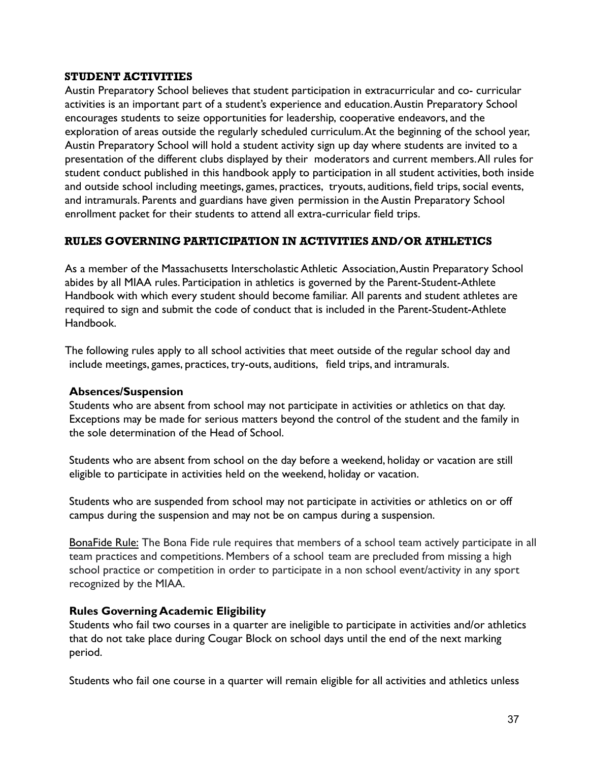## STUDENT ACTIVITIES

Austin Preparatory School believes that student participation in extracurricular and co- curricular activities is an important part of a student's experience and education. Austin Preparatory School encourages students to seize opportunities for leadership, cooperative endeavors, and the exploration of areas outside the regularly scheduled curriculum. At the beginning of the school year, Austin Preparatory School will hold a student activity sign up day where students are invited to a presentation of the different clubs displayed by their moderators and current members. All rules for student conduct published in this handbook apply to participation in all student activities, both inside and outside school including meetings, games, practices, tryouts, auditions, field trips, social events, and intramurals. Parents and guardians have given permission in the Austin Preparatory School enrollment packet for their students to attend all extra-curricular field trips.

## RULES GOVERNING PARTICIPATION IN ACTIVITIES AND/OR ATHLETICS

As a member of the Massachusetts Interscholastic Athletic Association, Austin Preparatory School abides by all MIAA rules. Participation in athletics is governed by the Parent-Student-Athlete Handbook with which every student should become familiar. All parents and student athletes are required to sign and submit the code of conduct that is included in the Parent-Student-Athlete Handbook.

The following rules apply to all school activities that meet outside of the regular school day and include meetings, games, practices, try-outs, auditions, field trips, and intramurals.

### Absences/Suspension

Students who are absent from school may not participate in activities or athletics on that day. Exceptions may be made for serious matters beyond the control of the student and the family in the sole determination of the Head of School.

Students who are absent from school on the day before a weekend, holiday or vacation are still eligible to participate in activities held on the weekend, holiday or vacation.

Students who are suspended from school may not participate in activities or athletics on or off campus during the suspension and may not be on campus during a suspension.

<u>BonaFide Rule:</u> The Bona Fide rule requires that members of a school team actively participate in all team practices and competitions. Members of a school team are precluded from missing a high school practice or competition in order to participate in a non school event/activity in any sport recognized by the MIAA.

### Rules Governing Academic Eligibility

Students who fail two courses in a quarter are ineligible to participate in activities and/or athletics that do not take place during Cougar Block on school days until the end of the next marking period.

Students who fail one course in a quarter will remain eligible for all activities and athletics unless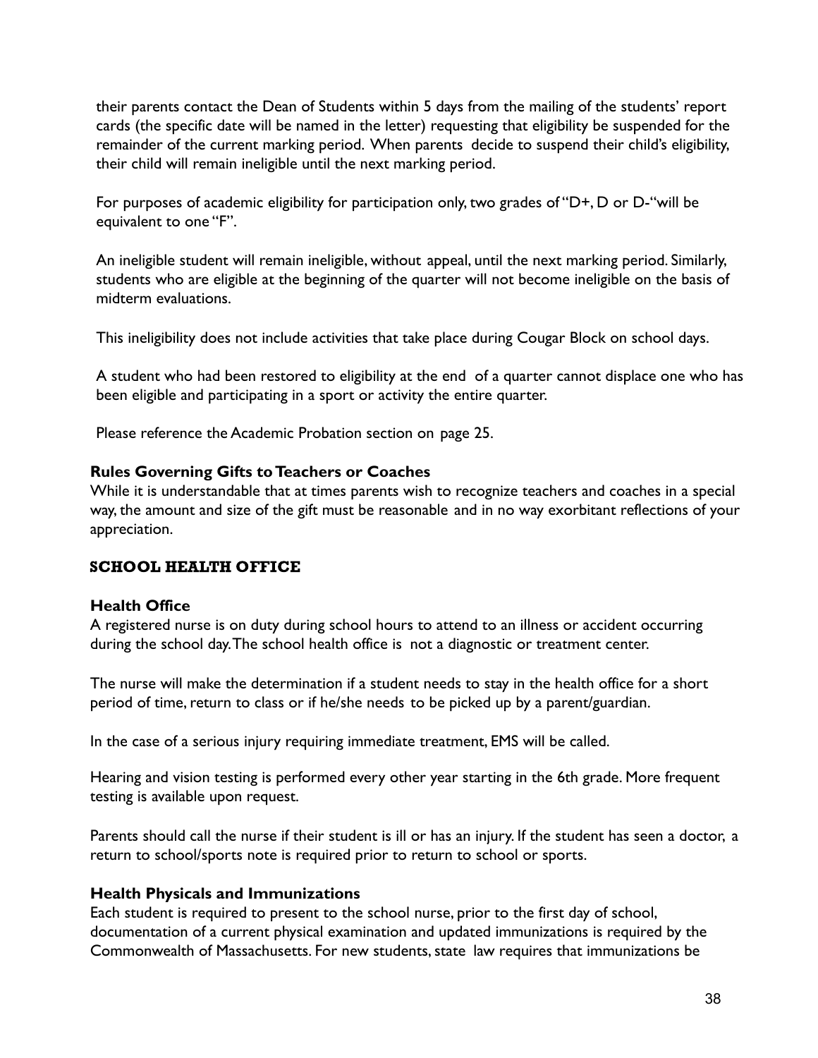their parents contact the Dean of Students within 5 days from the mailing of the students' report cards (the specific date will be named in the letter) requesting that eligibility be suspended for the remainder of the current marking period. When parents decide to suspend their child's eligibility, their child will remain ineligible until the next marking period.

For purposes of academic eligibility for participation only, two grades of "D+, D or D-"will be equivalent to one "F".

An ineligible student will remain ineligible, without appeal, until the next marking period. Similarly, students who are eligible at the beginning of the quarter will not become ineligible on the basis of midterm evaluations.

This ineligibility does not include activities that take place during Cougar Block on school days.

A student who had been restored to eligibility at the end of a quarter cannot displace one who has been eligible and participating in a sport or activity the entire quarter.

Please reference the Academic Probation section on page 25.

### Rules Governing Gifts to Teachers or Coaches

While it is understandable that at times parents wish to recognize teachers and coaches in a special way, the amount and size of the gift must be reasonable and in no way exorbitant reflections of your appreciation.

## SCHOOL HEALTH OFFICE

### Health Office

A registered nurse is on duty during school hours to attend to an illness or accident occurring during the school day. The school health office is not a diagnostic or treatment center.

The nurse will make the determination if a student needs to stay in the health office for a short period of time, return to class or if he/she needs to be picked up by a parent/guardian.

In the case of a serious injury requiring immediate treatment, EMS will be called.

Hearing and vision testing is performed every other year starting in the 6th grade. More frequent testing is available upon request.

Parents should call the nurse if their student is ill or has an injury. If the student has seen a doctor, a return to school/sports note is required prior to return to school or sports.

### Health Physicals and Immunizations

Each student is required to present to the school nurse, prior to the first day of school, documentation of a current physical examination and updated immunizations is required by the Commonwealth of Massachusetts. For new students, state law requires that immunizations be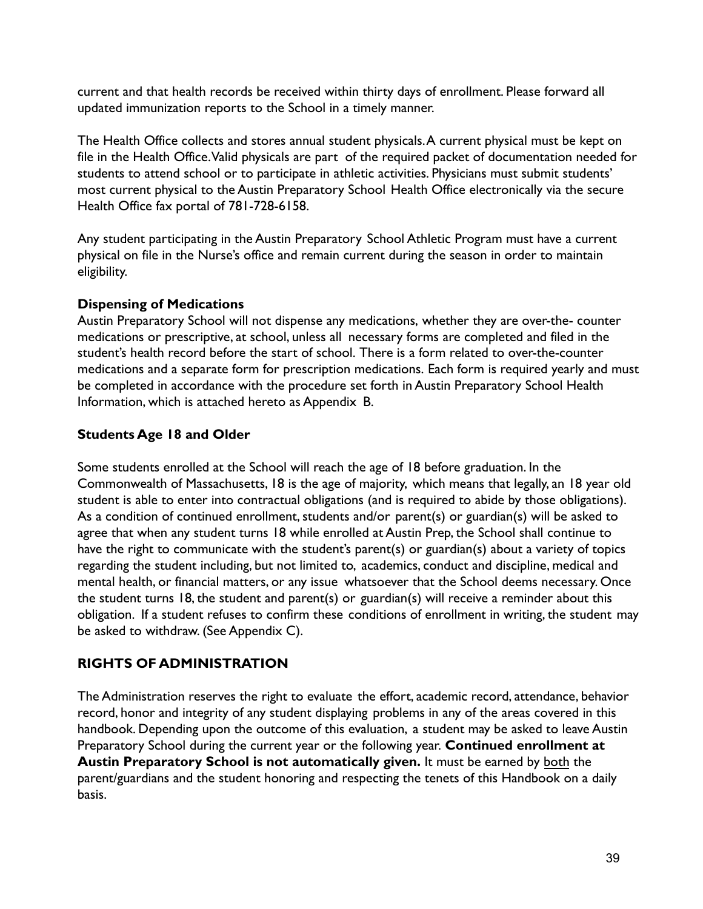current and that health records be received within thirty days of enrollment. Please forward all updated immunization reports to the School in a timely manner.

The Health Office collects and stores annual student physicals. A current physical must be kept on file in the Health Office. Valid physicals are part of the required packet of documentation needed for students to attend school or to participate in athletic activities. Physicians must submit students' most current physical to the Austin Preparatory School Health Office electronically via the secure Health Office fax portal of 781-728-6158.

Any student participating in the Austin Preparatory School Athletic Program must have a current physical on file in the Nurse's office and remain current during the season in order to maintain eligibility.

### Dispensing of Medications

Austin Preparatory School will not dispense any medications, whether they are over-the- counter medications or prescriptive, at school, unless all necessary forms are completed and filed in the student's health record before the start of school. There is a form related to over-the-counter medications and a separate form for prescription medications. Each form is required yearly and must be completed in accordance with the procedure set forth in Austin Preparatory School Health Information, which is attached hereto as Appendix B.

### Students Age 18 and Older

Some students enrolled at the School will reach the age of 18 before graduation. In the Commonwealth of Massachusetts, 18 is the age of majority, which means that legally, an 18 year old student is able to enter into contractual obligations (and is required to abide by those obligations). As a condition of continued enrollment, students and/or parent(s) or guardian(s) will be asked to agree that when any student turns 18 while enrolled at Austin Prep, the School shall continue to have the right to communicate with the student's parent(s) or guardian(s) about a variety of topics regarding the student including, but not limited to, academics, conduct and discipline, medical and mental health, or financial matters, or any issue whatsoever that the School deems necessary. Once the student turns 18, the student and parent(s) or guardian(s) will receive a reminder about this obligation. If a student refuses to confirm these conditions of enrollment in writing, the student may be asked to withdraw. (See Appendix C).

## RIGHTS OF ADMINISTRATION

The Administration reserves the right to evaluate the effort, academic record, attendance, behavior record, honor and integrity of any student displaying problems in any of the areas covered in this handbook. Depending upon the outcome of this evaluation, a student may be asked to leave Austin Preparatory School during the current year or the following year. **Continued enrollment at Austin Preparatory School is not automatically given.** It must be earned by <u>both</u> the parent/guardians and the student honoring and respecting the tenets of this Handbook on a daily basis.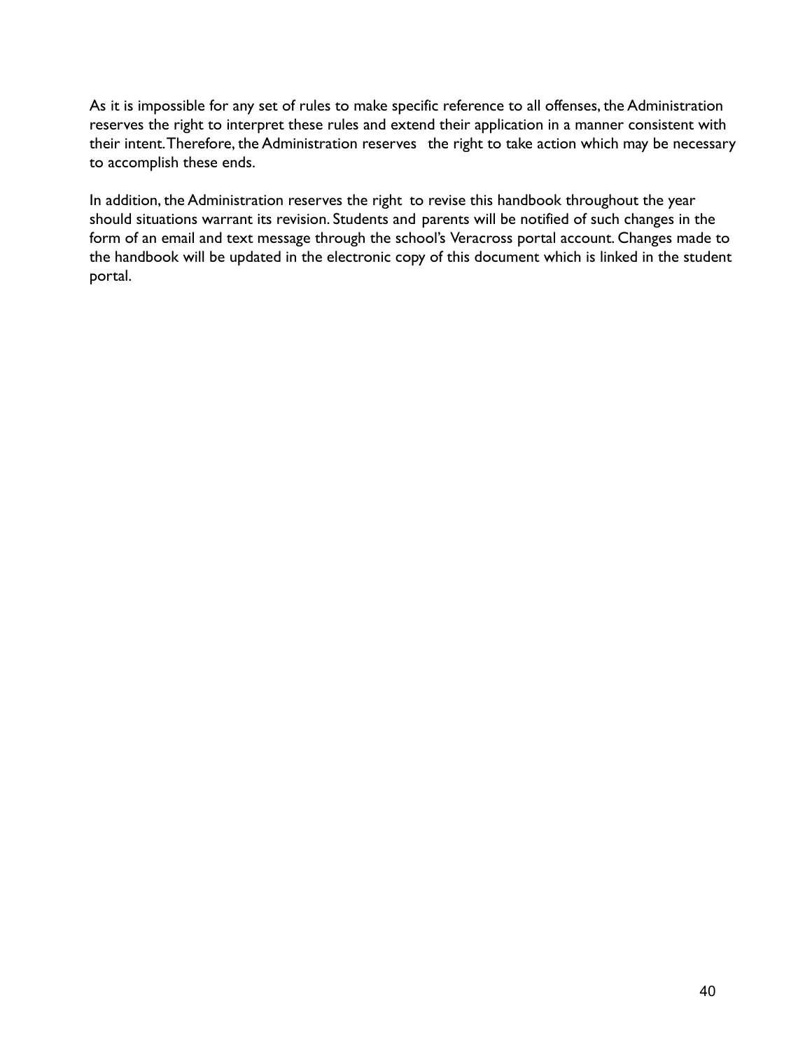As it is impossible for any set of rules to make specific reference to all offenses, the Administration reserves the right to interpret these rules and extend their application in a manner consistent with their intent. Therefore, the Administration reserves the right to take action which may be necessary to accomplish these ends.

In addition, the Administration reserves the right to revise this handbook throughout the year should situations warrant its revision. Students and parents will be notified of such changes in the form of an email and text message through the school's Veracross portal account. Changes made to the handbook will be updated in the electronic copy of this document which is linked in the student portal.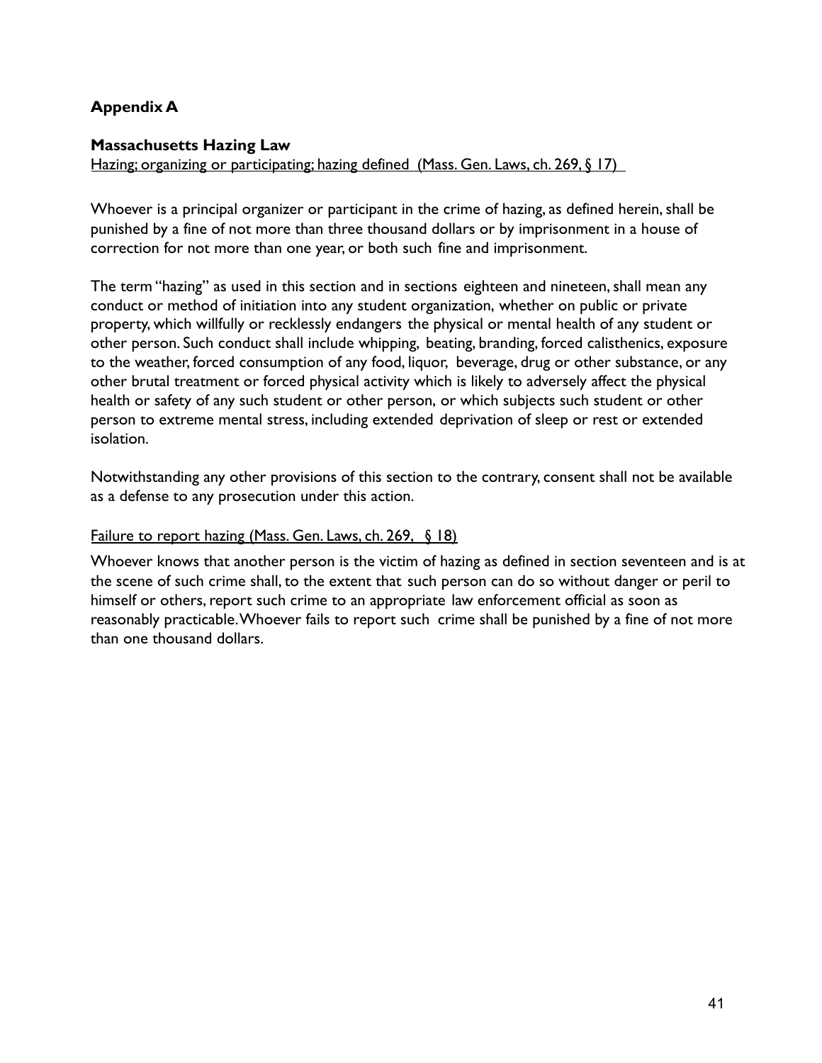## Appendix A

### Massachusetts Hazing Law

Hazing; organizing or participating; hazing defined (Mass. Gen. Laws, ch. 269, § 17)

Whoever is a principal organizer or participant in the crime of hazing, as defined herein, shall be punished by a fine of not more than three thousand dollars or by imprisonment in a house of correction for not more than one year, or both such fine and imprisonment.

The term "hazing" as used in this section and in sections eighteen and nineteen, shall mean any conduct or method of initiation into any student organization, whether on public or private property, which willfully or recklessly endangers the physical or mental health of any student or other person. Such conduct shall include whipping, beating, branding, forced calisthenics, exposure to the weather, forced consumption of any food, liquor, beverage, drug or other substance, or any other brutal treatment or forced physical activity which is likely to adversely affect the physical health or safety of any such student or other person, or which subjects such student or other person to extreme mental stress, including extended deprivation of sleep or rest or extended isolation.

Notwithstanding any other provisions of this section to the contrary, consent shall not be available as a defense to any prosecution under this action.

Failure to report hazing (Mass. Gen. Laws, ch. 269, § 18)

Whoever knows that another person is the victim of hazing as defined in section seventeen and is at the scene of such crime shall, to the extent that such person can do so without danger or peril to himself or others, report such crime to an appropriate law enforcement official as soon as reasonably practicable. Whoever fails to report such crime shall be punished by a fine of not more than one thousand dollars.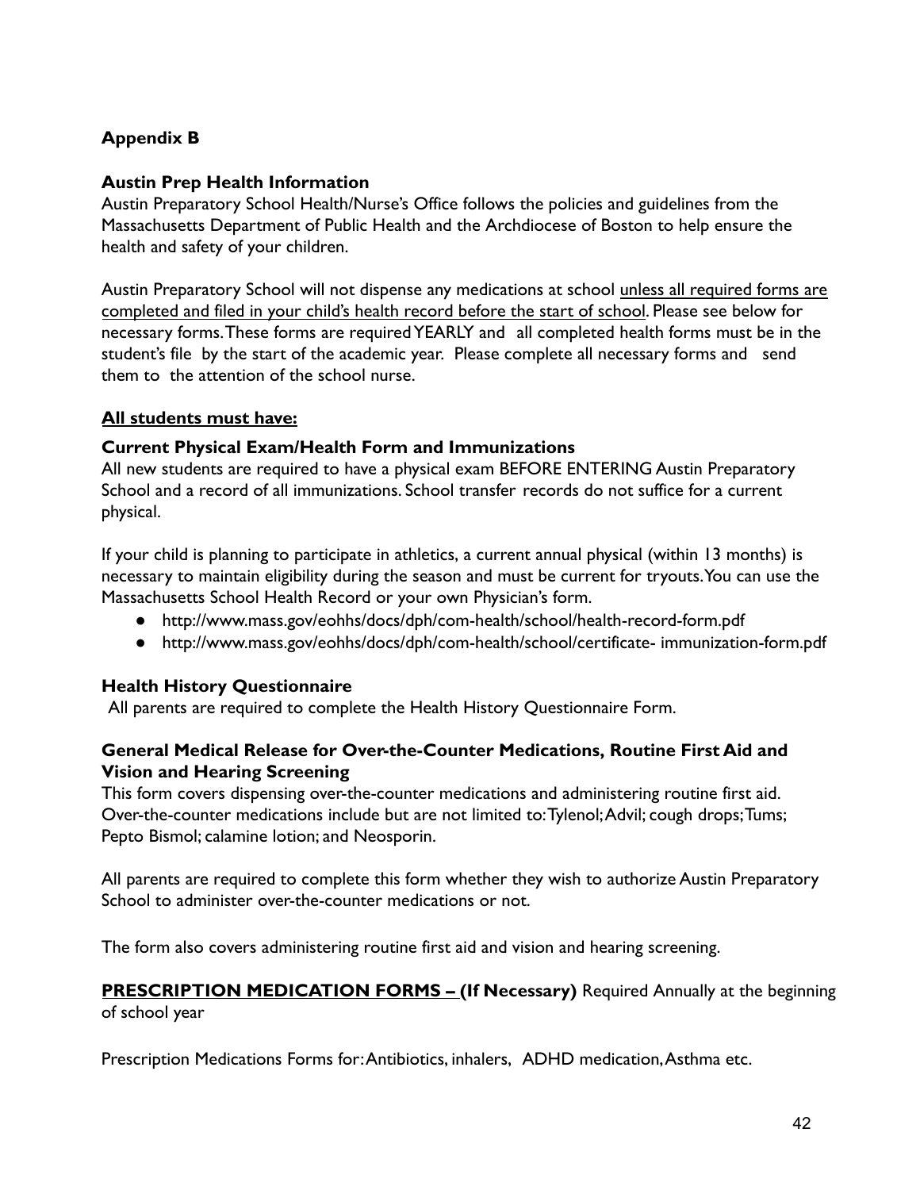## Appendix B

### Austin Prep Health Information

Austin Preparatory School Health/Nurse's Office follows the policies and guidelines from the Massachusetts Department of Public Health and the Archdiocese of Boston to help ensure the health and safety of your children.

Austin Preparatory School will not dispense any medications at school <u>unless all required forms are completed and filed in your child's health record before the start of school</u>. Please see below for necessary forms. These forms are required YEARLY and all completed health forms must be in the student's file by the start of the academic year. Please complete all necessary forms and send them to the attention of the school nurse.

**<u>All students must have:</u>**

**Current Physical Exam/Health Form and Immunizations**

All new students are required to have a physical exam BEFORE ENTERING Austin Preparatory School and a record of all immunizations. School transfer records do not suffice for a current physical.

If your child is planning to participate in athletics, a current annual physical (within 13 months) is necessary to maintain eligibility during the season and must be current for tryouts. You can use the Massachusetts School Health Record or your own Physician's form.

- http://www.mass.gov/eohhs/docs/dph/com-health/school/health-record-form.pdf
- http://www.mass.gov/eohhs/docs/dph/com-health/school/certificate- immunization-form.pdf

**Health History Questionnaire**

All parents are required to complete the Health History Questionnaire Form.

**General Medical Release for Over-the-Counter Medications, Routine First Aid and Vision and Hearing Screening**

This form covers dispensing over-the-counter medications and administering routine first aid. Over-the-counter medications include but are not limited to: Tylenol; Advil; cough drops; Tums; Pepto Bismol; calamine lotion; and Neosporin.

All parents are required to complete this form whether they wish to authorize Austin Preparatory School to administer over-the-counter medications or not.

The form also covers administering routine first aid and vision and hearing screening.

**<u>PRESCRIPTION MEDICATION FORMS – (</u>If Necessary)** Required Annually at the beginning of school year

Prescription Medications Forms for: Antibiotics, inhalers, ADHD medication, Asthma etc.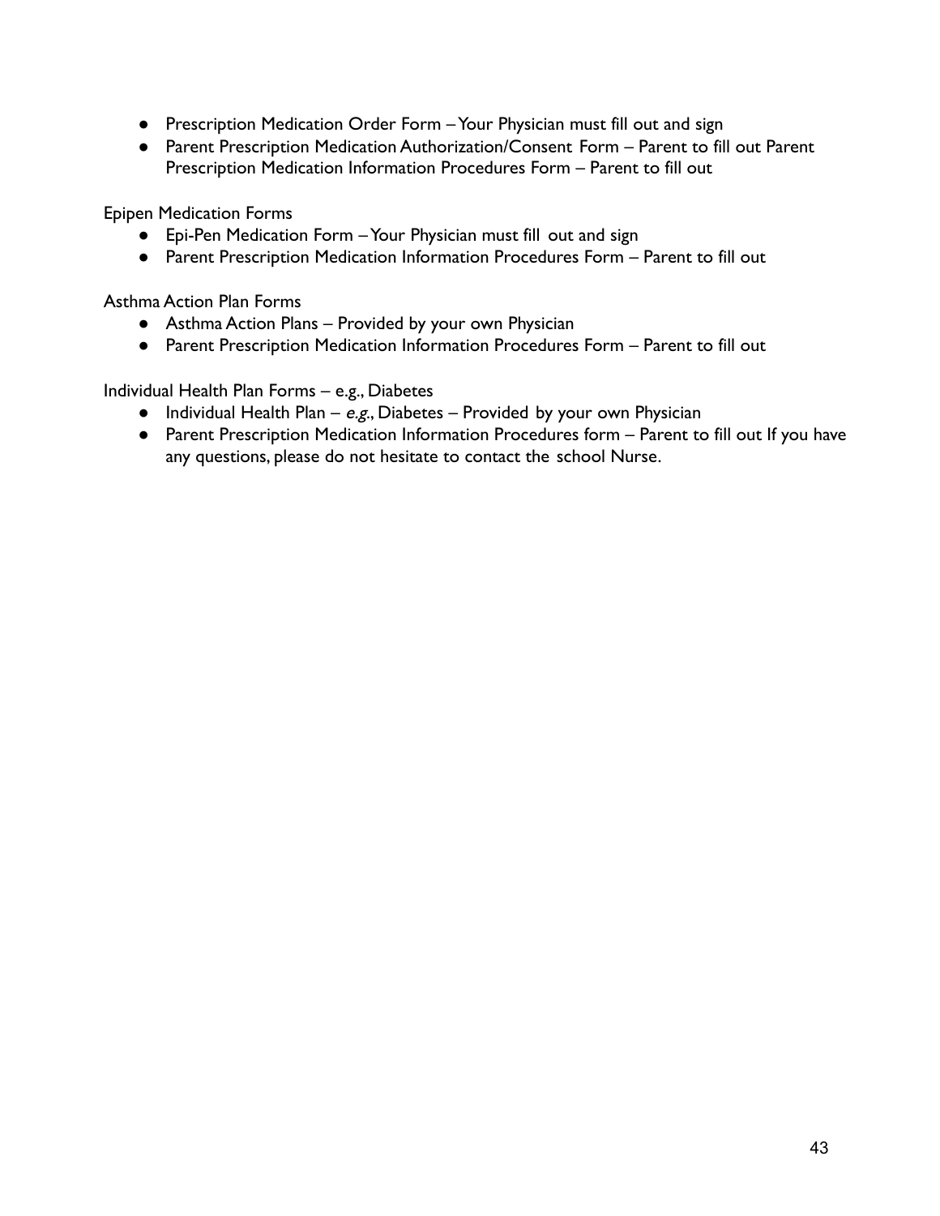- Prescription Medication Order Form – Your Physician must fill out and sign
- Parent Prescription Medication Authorization/Consent Form – Parent to fill out Parent Prescription Medication Information Procedures Form – Parent to fill out

Epipen Medication Forms

- Epi-Pen Medication Form – Your Physician must fill out and sign
- Parent Prescription Medication Information Procedures Form – Parent to fill out

Asthma Action Plan Forms

- Asthma Action Plans – Provided by your own Physician
- Parent Prescription Medication Information Procedures Form – Parent to fill out

Individual Health Plan Forms – e.g., Diabetes

- Individual Health Plan – *e.g.*, Diabetes – Provided by your own Physician
- Parent Prescription Medication Information Procedures form – Parent to fill out If you have any questions, please do not hesitate to contact the school Nurse.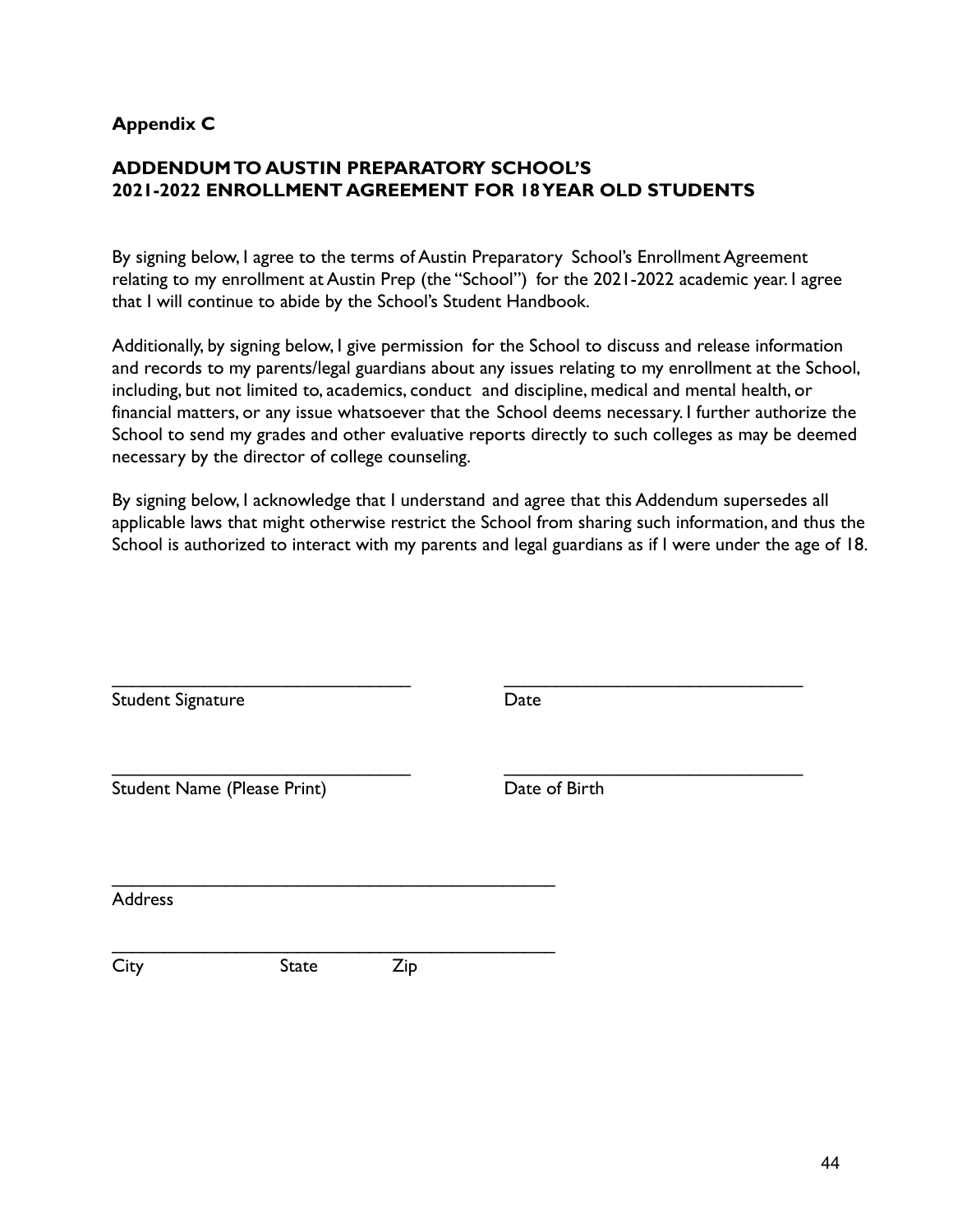**Appendix C**

**ADDENDUM TO AUSTIN PREPARATORY SCHOOL'S 2021-2022 ENROLLMENT AGREEMENT FOR 18 YEAR OLD STUDENTS**

By signing below, I agree to the terms of Austin Preparatory School's Enrollment Agreement relating to my enrollment at Austin Prep (the "School") for the 2021-2022 academic year. I agree that I will continue to abide by the School's Student Handbook.

Additionally, by signing below, I give permission for the School to discuss and release information and records to my parents/legal guardians about any issues relating to my enrollment at the School, including, but not limited to, academics, conduct and discipline, medical and mental health, or financial matters, or any issue whatsoever that the School deems necessary. I further authorize the School to send my grades and other evaluative reports directly to such colleges as may be deemed necessary by the director of college counseling.

By signing below, I acknowledge that I understand and agree that this Addendum supersedes all applicable laws that might otherwise restrict the School from sharing such information, and thus the School is authorized to interact with my parents and legal guardians as if I were under the age of 18.

_______________________________ _______________________________

Student Signature Date

_______________________________ _______________________________

Student Name (Please Print) Date of Birth

______________________________________________

Address

______________________________________________

City State Zip